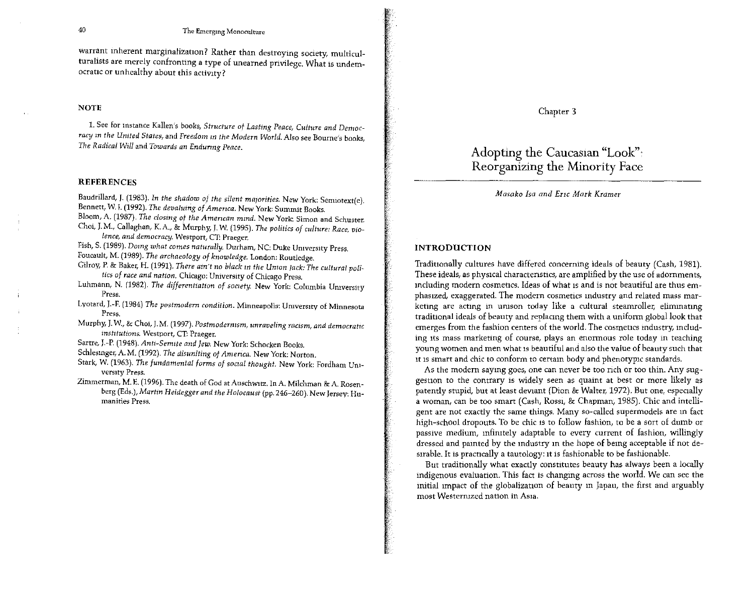warrant inherent marginalization? Rather than destroying society, multiculturalists are merely confronting a type of unearned privilege. What is undemocratic or unhealthy about this activity?

### NOTE

1. See for instance Kallen's books, *Structure of Lasting Peace, Culture and Democracy in the United States,* and *Freedom in the Modern World.* Also see Bourne's books, *The Radical Will* and *Towards an Enduring Peace.*

### REFERENCES

Baudrillard, J. (1983). *In the shadow of the silent majorities.* New York: Semiotext(e).

Bennett, W. J. (1992). *The devaluing of America.* New York: Summit Books.

Bloom, A. (1987). *The closing of the American mind.* New York: Simon and Schuster.

Choi, J. M., Callaghan, K. A., & Murphy, J. W. (1995). *The politics of culture: Race, violence, and democracy.* Westport, CT: Praeger.

Fish, S. (1989). *Doing what comes naturally.* Durham, NC: Duke University Press.

Foucault, M. (1989). *The archaeology of knowledge.* London: Routledge.

Gilroy, P. & Baker, H. (1991). *There ain't no black in the Union Jack: The cultural politics of race and nation.* Chicago: University of Chicago Press.

Luhmann, N. (1982). *The differentiation of society.* New York: Columbia University Press.

Lyotard, J.-F. (1984) *The postmodern condition.* Minneapolis: University of Minnesota Press.

Murphy, J. W., & Choi, J. M. (1997). *Postmodernism, unraveling racism, and democratic institutions.* Westport, CT: Praeger.

Sartre, J.-P. (1948). *Anti-Semite and Jew.* New York: Schocken Books.

Schlesinger, A. M. (1992). *The disuniting of America.* New York: Norton.

Stark, W. (1963). *The fundamental forms of social thought.* New York: Fordham University Press.

Zimmerman, M. E. (1996). The death of God at Auschwitz. In A. Milchman & A. Rosenberg (Eds.), *Martin Heidegger and the Holocaust* (pp. 246–260). New Jersey: Humanities Press.

Chapter 3

# Adopting the Caucasian "Look": Reorganizing the Minority Face

*Masako Isa and Eric Mark Kramer*

## INTRODUCTION

Traditionally cultures have differed concerning ideals of beauty (Cash, 1981). These ideals, as physical characteristics, are amplified by the use of adornments, including modern cosmetics. Ideas of what is and is not beautiful are thus emphasized, exaggerated. The modern cosmetics industry and related mass marketing are acting in unison today like a cultural steamroller, eliminating traditional ideals of beauty and replacing them with a uniform global look that emerges from the fashion centers of the world. The cosmetics industry, including its mass marketing of course, plays an enormous role today in teaching young women and men what is beautiful and also the value of beauty such that it is smart and chic to conform to certain body and phenotypic standards.

As the modern saying goes, one can never be too rich or too thin. Any suggestion to the contrary is widely seen as quaint at best or more likely as patently stupid, but at least deviant (Dion & Walter, 1972). But one, especially a woman, can be too smart (Cash, Rossi, & Chapman, 1985). Chic and intelligent are not exactly the same things. Many so-called supermodels are in fact high-school dropouts. To be chic is to follow fashion, to be a sort of dumb or passive medium, infinitely adaptable to every current of fashion, willingly dressed and painted by the industry in the hope of being acceptable if not desirable. It is practically a tautology: it is fashionable to be fashionable.

But traditionally what exactly constitutes beauty has always been a locally indigenous evaluation. This fact is changing across the world. We can see the initial impact of the globalization of beauty in Japan, the first and arguably most Westernized nation in Asia.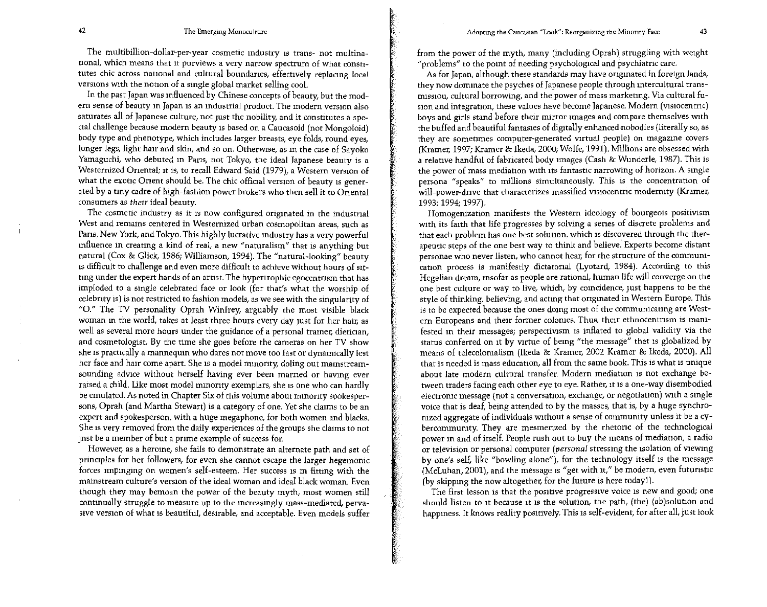The multibillion-dollar-per-year cosmetic industry is trans- not multinational, which means that it purviews a very narrow spectrum of what constitutes chic across national and cultural boundaries, effectively replacing local versions with the notion of a single global market selling cool.

In the past Japan was influenced by Chinese concepts of beauty, but the modern sense of beauty in Japan is an industrial product. The modern version also saturates all of Japanese culture, not just the nobility, and it constitutes a special challenge because modern beauty is based on a Caucasoid (not Mongoloid) body type and phenotype, which includes larger breasts, eye folds, round eyes, longer legs, light hair and skin, and so on. Otherwise, as in the case of Sayoko Yamaguchi, who debuted in Paris, not Tokyo, the ideal Japanese beauty is a Westernized Oriental; it is, to recall Edward Said (1979), a Western version of what the exotic Orient should be. The chic official version of beauty is generated by a tiny cadre of high-fashion power brokers who then sell it to Oriental consumers as *their* ideal beauty.

The cosmetic industry as it is now configured originated in the industrial West and remains centered in Westernized urban cosmopolitan areas, such as Paris, New York, and Tokyo. This highly lucrative industry has a very powerful influence in creating a kind of real, a new "naturalism" that is anything but natural (Cox & Glick, 1986; Williamson, 1994). The "natural-looking" beauty is difficult to challenge and even more difficult to achieve without hours of sitting under the expert hands of an artist. The hypertrophic egocentrism that has imploded to a single celebrated face or look (for that's what the worship of celebrity is) is not restricted to fashion models, as we see with the singularity of "O." The TV personality Oprah Winfrey, arguably the most visible black woman in the world, takes at least three hours every day just for her hair, as well as several more hours under the guidance of a personal trainer, dietician, and cosmetologist. By the time she goes before the cameras on her TV show she is practically a mannequin who dares not move too fast or dynamically lest her face and hair come apart. She is a model minority, doling out mainstream-sounding advice without herself having ever been married or having ever raised a child. Like most model minority exemplars, she is one who can hardly be emulated. As noted in Chapter Six of this volume about minority spokespersons, Oprah (and Martha Stewart) is a category of one. Yet she claims to be an expert and spokesperson, with a huge megaphone, for both women and blacks. She is very removed from the daily experiences of the groups she claims to not just be a member of but a prime example of success for.

However, as a heroine, she fails to demonstrate an alternate path and set of principles for her followers, for even she cannot escape the larger hegemonic forces impinging on women's self-esteem. Her success is in fitting with the mainstream culture's version of the ideal woman and ideal black woman. Even though they may bemoan the power of the beauty myth, most women still continually struggle to measure up to the increasingly mass-mediated, pervasive version of what is beautiful, desirable, and acceptable. Even models suffer from the power of the myth, many (including Oprah) struggling with weight "problems" to the point of needing psychological and psychiatric care.

As for Japan, although these standards may have originated in foreign lands, they now dominate the psyches of Japanese people through intercultural transmission, cultural borrowing, and the power of mass marketing. Via cultural fusion and integration, these values have become Japanese. Modern (visiocentric) boys and girls stand before their mirror images and compare themselves with the buffed and beautiful fantasies of digitally enhanced nobodies (literally so, as they are sometimes computer-generated virtual people) on magazine covers (Kramer, 1997; Kramer & Ikeda, 2000; Wolfe, 1991). Millions are obsessed with a relative handful of fabricated body images (Cash & Wunderle, 1987). This is the power of mass mediation with its fantastic narrowing of horizon. A single persona "speaks" to millions simultaneously. This is the concentration of will-power-drive that characterizes massified visiocentric modernity (Kramer, 1993; 1994; 1997).

Homogenization manifests the Western ideology of bourgeois positivism with its faith that life progresses by solving a series of discrete problems and that each problem has one best solution, which is discovered through the therapeutic steps of the one best way to think and believe. Experts become distant personae who never listen, who cannot hear, for the structure of the communication process is manifestly dictatorial (Lyotard, 1984). According to this Hegelian dream, insofar as people are rational, human life will converge on the one best culture or way to live, which, by coincidence, just happens to be the style of thinking, believing, and acting that originated in Western Europe. This is to be expected because the ones doing most of the communicating are Western Europeans and their former colonies. Thus, their ethnocentrism is manifested in their messages; perspectivism is inflated to global validity via the status conferred on it by virtue of being "the message" that is globalized by means of telecolonialism (Ikeda & Kramer, 2002 Kramer & Ikeda, 2000). All that is needed is mass education, all from the same book. This is what is unique about late modern cultural transfer. Modern mediation is not exchange between traders facing each other eye to eye. Rather, it is a one-way disembodied electronic message (not a conversation, exchange, or negotiation) with a single voice that is deaf, being attended to by the masses, that is, by a huge synchronized aggregate of individuals without a sense of community unless it be a cybercommunity. They are mesmerized by the rhetoric of the technological power in and of itself. People rush out to buy the means of mediation, a radio or television or personal computer (*personal* stressing the isolation of viewing by one's self, like "bowling alone"), for the technology itself is the message (McLuhan, 2001), and the message is "get with it," be modern, even futuristic (by skipping the now altogether, for the future is here today!).

The first lesson is that the positive progressive voice is new and good; one should listen to it because it is the solution, the path, (the) (ab)solution and happiness. It knows reality positively. This is self-evident, for after all, just look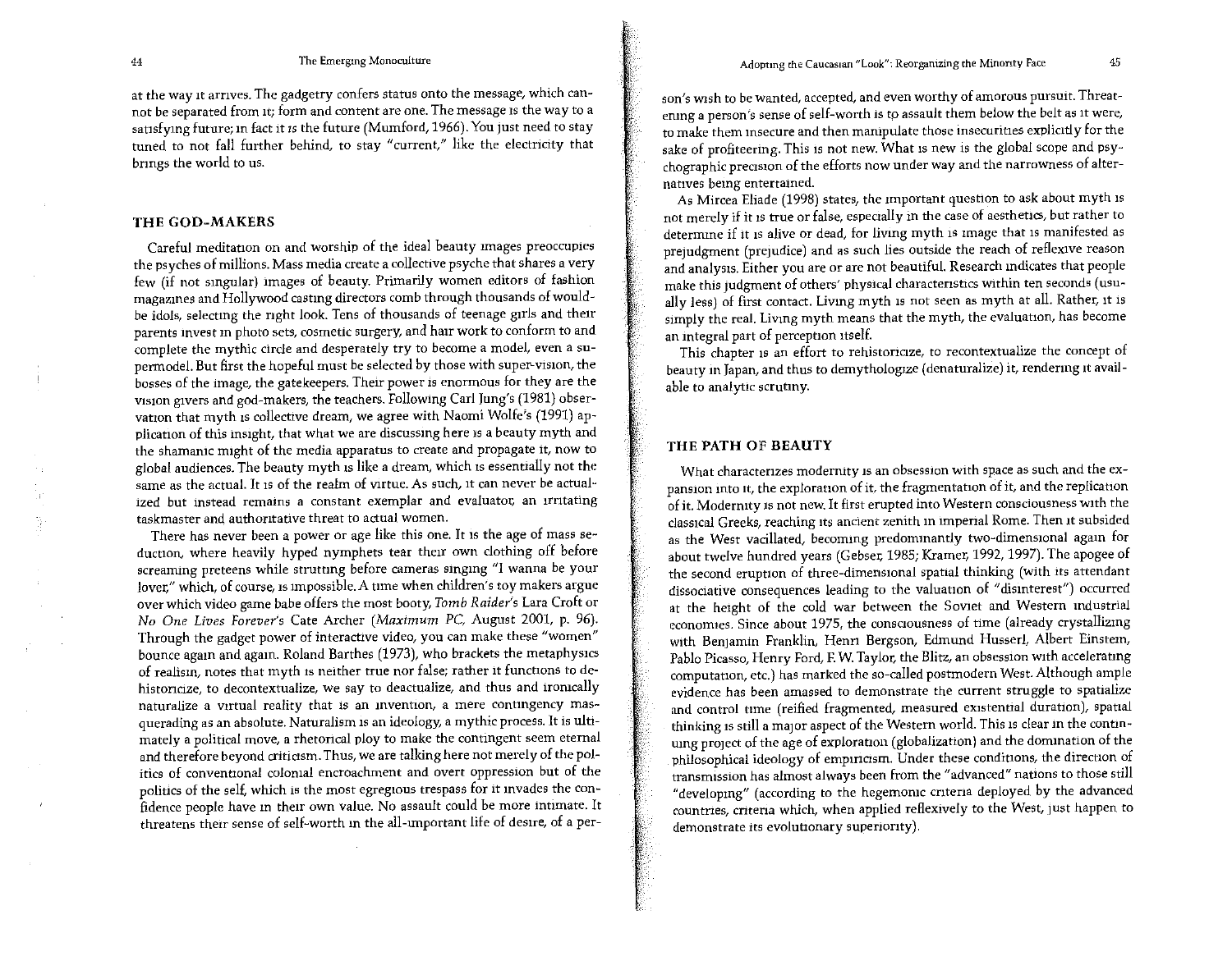at the way it arrives. The gadgetry confers status onto the message, which cannot be separated from it; form and content are one. The message is the way to a satisfying future; in fact it *is* the future (Mumford, 1966). You just need to stay tuned to not fall further behind, to stay "current," like the electricity that brings the world to us.

## THE GOD-MAKERS

Careful meditation on and worship of the ideal beauty images preoccupies the psyches of millions. Mass media create a collective psyche that shares a very few (if not singular) images of beauty. Primarily women editors of fashion magazines and Hollywood casting directors comb through thousands of would-be idols, selecting the right look. Tens of thousands of teenage girls and their parents invest in photo sets, cosmetic surgery, and hair work to conform to and complete the mythic circle and desperately try to become a model, even a supermodel. But first the hopeful must be selected by those with super-vision, the bosses of the image, the gatekeepers. Their power is enormous for they are the vision givers and god-makers, the teachers. Following Carl Jung's (1981) observation that myth is collective dream, we agree with Naomi Wolfe's (1991) application of this insight, that what we are discussing here is a beauty myth and the shamanic might of the media apparatus to create and propagate it, now to global audiences. The beauty myth is like a dream, which is essentially not the same as the actual. It is of the realm of virtue. As such, it can never be actualized but instead remains a constant exemplar and evaluator, an irritating taskmaster and authoritative threat to actual women.

There has never been a power or age like this one. It is the age of mass seduction, where heavily hyped nymphets tear their own clothing off before screaming preteens while strutting before cameras singing "I wanna be your lover," which, of course, is impossible. A time when children's toy makers argue over which video game babe offers the most booty, *Tomb Raider's* Lara Croft or *No One Lives Forever's* Cate Archer (*Maximum PC*, August 2001, p. 96). Through the gadget power of interactive video, you can make these "women" bounce again and again. Roland Barthes (1973), who brackets the metaphysics of realism, notes that myth is neither true nor false; rather it functions to dehistoricize, to decontextualize, we say to deactualize, and thus and ironically naturalize a virtual reality that is an invention, a mere contingency masquerading as an absolute. Naturalism is an ideology, a mythic process. It is ultimately a political move, a rhetorical ploy to make the contingent seem eternal and therefore beyond criticism. Thus, we are talking here not merely of the politics of conventional colonial encroachment and overt oppression but of the politics of the self, which is the most egregious trespass for it invades the confidence people have in their own value. No assault could be more intimate. It threatens their sense of self-worth in the all-important life of desire, of a person's wish to be wanted, accepted, and even worthy of amorous pursuit. Threatening a person's sense of self-worth is to assault them below the belt as it were, to make them insecure and then manipulate those insecurities explicitly for the sake of profiteering. This is not new. What is new is the global scope and psychographic precision of the efforts now under way and the narrowness of alternatives being entertained.

As Mircea Eliade (1998) states, the important question to ask about myth is not merely if it is true or false, especially in the case of aesthetics, but rather to determine if it is alive or dead, for living myth is image that is manifested as prejudgment (prejudice) and as such lies outside the reach of reflexive reason and analysis. Either you are or are not beautiful. Research indicates that people make this judgment of others' physical characteristics within ten seconds (usually less) of first contact. Living myth is not seen as myth at all. Rather, it is simply the real. Living myth means that the myth, the evaluation, has become an integral part of perception itself.

This chapter is an effort to rehistoricize, to recontextualize the concept of beauty in Japan, and thus to demythologize (denaturalize) it, rendering it available to analytic scrutiny.

## THE PATH OF BEAUTY

What characterizes modernity is an obsession with space as such and the expansion into it, the exploration of it, the fragmentation of it, and the replication of it. Modernity is not new. It first erupted into Western consciousness with the classical Greeks, reaching its ancient zenith in imperial Rome. Then it subsided as the West vacillated, becoming predominantly two-dimensional again for about twelve hundred years (Gebser, 1985; Kramer, 1992, 1997). The apogee of the second eruption of three-dimensional spatial thinking (with its attendant dissociative consequences leading to the valuation of "disinterest") occurred at the height of the cold war between the Soviet and Western industrial economies. Since about 1975, the consciousness of time (already crystallizing with Benjamin Franklin, Henri Bergson, Edmund Husserl, Albert Einstein, Pablo Picasso, Henry Ford, F. W. Taylor, the Blitz, an obsession with accelerating computation, etc.) has marked the so-called postmodern West. Although ample evidence has been amassed to demonstrate the current struggle to spatialize and control time (reified fragmented, measured existential duration), spatial thinking is still a major aspect of the Western world. This is clear in the continuing project of the age of exploration (globalization) and the domination of the philosophical ideology of empiricism. Under these conditions, the direction of transmission has almost always been from the "advanced" nations to those still "developing" (according to the hegemonic criteria deployed by the advanced countries, criteria which, when applied reflexively to the West, just happen to demonstrate its evolutionary superiority).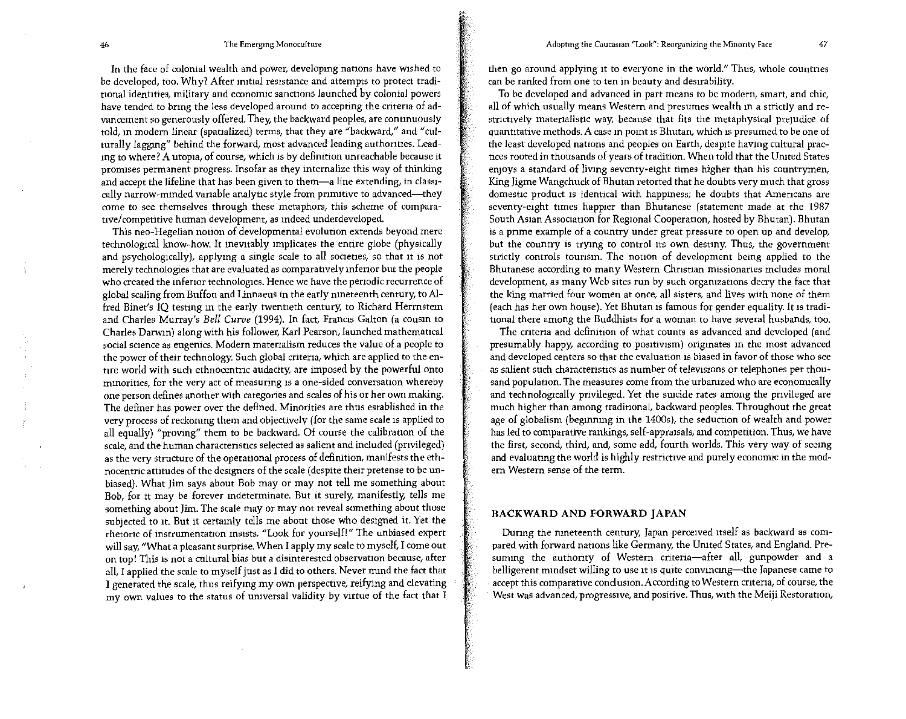In the face of colonial wealth and power, developing nations have wished to be developed, too. Why? After initial resistance and attempts to protect traditional identities, military and economic sanctions launched by colonial powers have tended to bring the less developed around to accepting the criteria of advancement so generously offered. They, the backward peoples, are continuously told, in modern linear (spatialized) terms, that they are "backward," and "culturally lagging" behind the forward, most advanced leading authorities. Leading to where? A utopia, of course, which is by definition unreachable because it promises permanent progress. Insofar as they internalize this way of thinking and accept the lifeline that has been given to them—a line extending, in classically narrow-minded variable analytic style from primitive to advanced—they come to see themselves through these metaphors, this scheme of comparative/competitive human development, as indeed underdeveloped.

This neo-Hegelian notion of developmental evolution extends beyond mere technological know-how. It inevitably implicates the entire globe (physically and psychologically), applying a single scale to all societies, so that it is not merely technologies that are evaluated as comparatively inferior but the people who created the inferior technologies. Hence we have the periodic recurrence of global scaling from Buffon and Linnaeus in the early nineteenth century, to Alfred Binet's IQ testing in the early twentieth century, to Richard Herrnstein and Charles Murray's *Bell Curve* (1994). In fact, Francis Galton (a cousin to Charles Darwin) along with his follower, Karl Pearson, launched mathematical social science as eugenics. Modern materialism reduces the value of a people to the power of their technology. Such global criteria, which are applied to the entire world with such ethnocentric audacity, are imposed by the powerful onto minorities, for the very act of measuring is a one-sided conversation whereby one person defines another with categories and scales of his or her own making. The definer has power over the defined. Minorities are thus established in the very process of reckoning them and objectively (for the same scale is applied to all equally) "proving" them to be backward. Of course the calibration of the scale, and the human characteristics selected as salient and included (privileged) as the very structure of the operational process of definition, manifests the ethnocentric attitudes of the designers of the scale (despite their pretense to be unbiased). What Jim says about Bob may or may not tell me something about Bob, for it may be forever indeterminate. But it surely, manifestly, tells me something about Jim. The scale may or may not reveal something about those subjected to it. But it certainly tells me about those who designed it. Yet the rhetoric of instrumentation insists, "Look for yourself!" The unbiased expert will say, "What a pleasant surprise. When I apply my scale to myself, I come out on top! This is not a cultural bias but a disinterested observation because, after all, I applied the scale to myself just as I did to others. Never mind the fact that I generated the scale, thus reifying my own perspective, reifying and elevating my own values to the status of universal validity by virtue of the fact that I then go around applying it to everyone in the world." Thus, whole countries can be ranked from one to ten in beauty and desirability.

To be developed and advanced in part means to be modern, smart, and chic, all of which usually means Western and presumes wealth in a strictly and restrictively materialistic way, because that fits the metaphysical prejudice of quantitative methods. A case in point is Bhutan, which is presumed to be one of the least developed nations and peoples on Earth, despite having cultural practices rooted in thousands of years of tradition. When told that the United States enjoys a standard of living seventy-eight times higher than his countrymen, King Jigme Wangchuck of Bhutan retorted that he doubts very much that gross domestic product is identical with happiness; he doubts that Americans are seventy-eight times happier than Bhutanese (statement made at the 1987 South Asian Association for Regional Cooperation, hosted by Bhutan). Bhutan is a prime example of a country under great pressure to open up and develop, but the country is trying to control its own destiny. Thus, the government strictly controls tourism. The notion of development being applied to the Bhutanese according to many Western Christian missionaries includes moral development, as many Web sites run by such organizations decry the fact that the king married four women at once, all sisters, and lives with none of them (each has her own house). Yet Bhutan is famous for gender equality. It is traditional there among the Buddhists for a woman to have several husbands, too.

The criteria and definition of what counts as advanced and developed (and presumably happy, according to positivism) originates in the most advanced and developed centers so that the evaluation is biased in favor of those who see as salient such characteristics as number of televisions or telephones per thousand population. The measures come from the urbanized who are economically and technologically privileged. Yet the suicide rates among the privileged are much higher than among traditional, backward peoples. Throughout the great age of globalism (beginning in the 1400s), the seduction of wealth and power has led to comparative rankings, self-appraisals, and competition. Thus, we have the first, second, third, and, some add, fourth worlds. This very way of seeing and evaluating the world is highly restrictive and purely economic in the modern Western sense of the term.

## BACKWARD AND FORWARD JAPAN

During the nineteenth century, Japan perceived itself as backward as compared with forward nations like Germany, the United States, and England. Presuming the authority of Western criteria—after all, gunpowder and a belligerent mindset willing to use it is quite convincing—the Japanese came to accept this comparative conclusion. According to Western criteria, of course, the West was advanced, progressive, and positive. Thus, with the Meiji Restoration,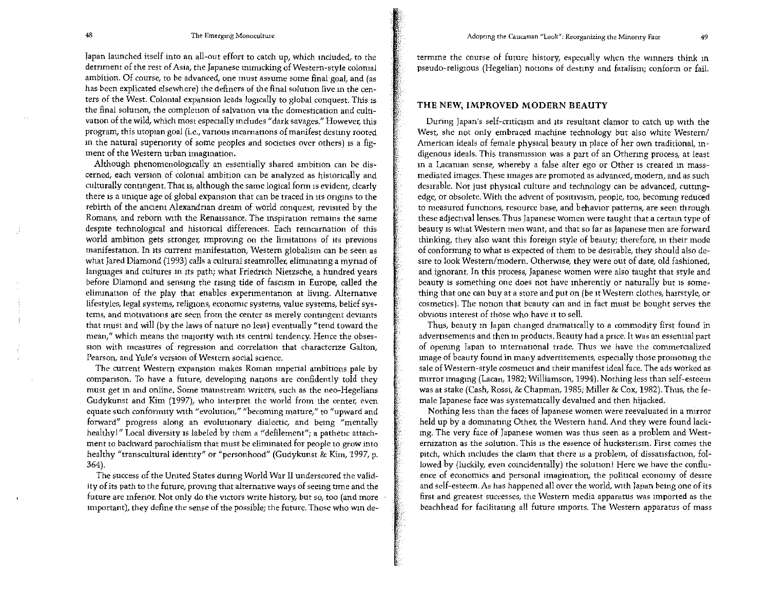Japan launched itself into an all-out effort to catch up, which included, to the detriment of the rest of Asia, the Japanese mimicking of Western-style colonial ambition. Of course, to be advanced, one must assume some final goal, and (as has been explicated elsewhere) the definers of the final solution live in the centers of the West. Colonial expansion leads logically to global conquest. This is the final solution, the completion of salvation via the domestication and cultivation of the wild, which most especially includes "dark savages." However, this program, this utopian goal (i.e., various incarnations of manifest destiny rooted in the natural superiority of some peoples and societies over others) is a figment of the Western urban imagination.

Although phenomenologically an essentially shared ambition can be discerned, each version of colonial ambition can be analyzed as historically and culturally contingent. That is, although the same logical form is evident, clearly there is a unique age of global expansion that can be traced in its origins to the rebirth of the ancient Alexandrian dream of world conquest, revisited by the Romans, and reborn with the Renaissance. The inspiration remains the same despite technological and historical differences. Each reincarnation of this world ambition gets stronger, improving on the limitations of its previous manifestation. In its current manifestation, Western globalism can be seen as what Jared Diamond (1993) calls a cultural steamroller, eliminating a myriad of languages and cultures in its path; what Friedrich Nietzsche, a hundred years before Diamond and sensing the rising tide of fascism in Europe, called the elimination of the play that enables experimentation at living. Alternative lifestyles, legal systems, religions, economic systems, value systems, belief systems, and motivations are seen from the center as merely contingent deviants that must and will (by the laws of nature no less) eventually "tend toward the mean," which means the majority with its central tendency. Hence the obsession with measures of regression and correlation that characterize Galton, Pearson, and Yule's version of Western social science.

The current Western expansion makes Roman imperial ambitions pale by comparison. To have a future, developing nations are confidently told they must get in and online. Some mainstream writers, such as the neo-Hegelians Gudykunst and Kim (1997), who interpret the world from the center, even equate such conformity with "evolution," "becoming mature," to "upward and forward" progress along an evolutionary dialectic, and being "mentally healthy!" Local diversity is labeled by them a "defilement"; a pathetic attachment to backward parochialism that must be eliminated for people to grow into healthy "transcultural identity" or "personhood" (Gudykunst & Kim, 1997, p. 364).

The success of the United States during World War II underscored the validity of its path to the future, proving that alternative ways of seeing time and the future are inferior. Not only do the victors write history, but so, too (and more important), they define the sense of the possible; the future. Those who win determine the course of future history, especially when the winners think in pseudo-religious (Hegelian) notions of destiny and fatalism; conform or fail.

## THE NEW, IMPROVED MODERN BEAUTY

During Japan's self-criticism and its resultant clamor to catch up with the West, she not only embraced machine technology but also white Western/American ideals of female physical beauty in place of her own traditional, indigenous ideals. This transmission was a part of an Othering process, at least in a Lacanian sense, whereby a false alter ego or Other is created in mass-mediated images. These images are promoted as advanced, modern, and as such desirable. Not just physical culture and technology can be advanced, cutting-edge, or obsolete. With the advent of positivism, people, too, becoming reduced to measured functions, resource base, and behavior patterns, are seen through these adjectival lenses. Thus Japanese women were taught that a certain type of beauty is what Western men want, and that so far as Japanese men are forward thinking, they also want this foreign style of beauty; therefore, in their mode of conforming to what is expected of them to be desirable, they should also desire to look Western/modern. Otherwise, they were out of date, old fashioned, and ignorant. In this process, Japanese women were also taught that style and beauty is something one does not have inherently or naturally but is something that one can buy at a store and put on (be it Western clothes, hairstyle, or cosmetics). The notion that beauty can and in fact must be bought serves the obvious interest of those who have it to sell.

Thus, beauty in Japan changed dramatically to a commodity first found in advertisements and then in products. Beauty had a price. It was an essential part of opening Japan to international trade. Thus we have the commercialized image of beauty found in many advertisements, especially those promoting the sale of Western-style cosmetics and their manifest ideal face. The ads worked as mirror imaging (Lacan, 1982; Williamson, 1994). Nothing less than self-esteem was at stake (Cash, Rossi, & Chapman, 1985; Miller & Cox, 1982). Thus, the female Japanese face was systematically devalued and then hijacked.

Nothing less than the faces of Japanese women were reevaluated in a mirror held up by a dominating Other, the Western hand. And they were found lacking. The very face of Japanese women was thus seen as a problem and Westernization as the solution. This is the essence of hucksterism. First comes the pitch, which includes the claim that there is a problem, of dissatisfaction, followed by (luckily, even coincidentally) the solution! Here we have the confluence of economics and personal imagination, the political economy of desire and self-esteem. As has happened all over the world, with Japan being one of its first and greatest successes, the Western media apparatus was imported as the beachhead for facilitating all future imports. The Western apparatus of mass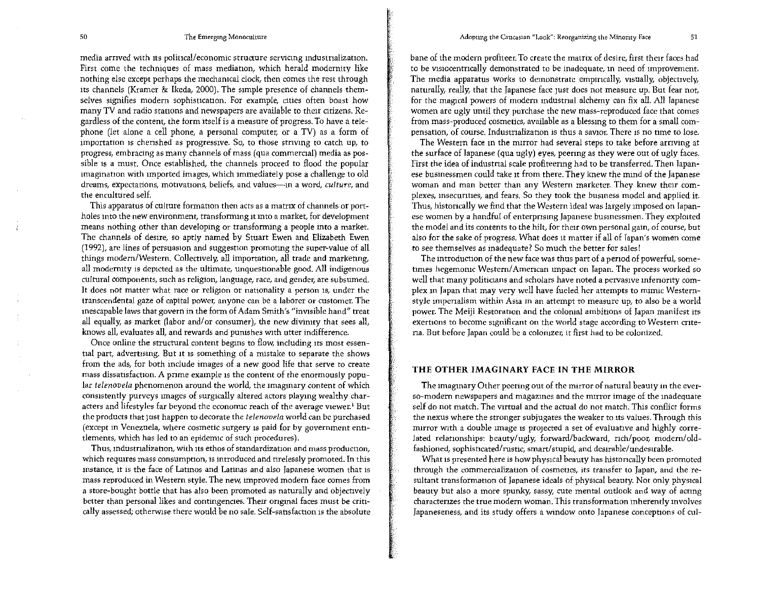media arrived with its political/economic structure servicing industrialization. First come the techniques of mass mediation, which herald modernity like nothing else except perhaps the mechanical clock, then comes the rest through its channels (Kramer & Ikeda, 2000). The simple presence of channels themselves signifies modern sophistication. For example, cities often boast how many TV and radio stations and newspapers are available to their citizens. Regardless of the content, the form itself is a measure of progress. To have a telephone (let alone a cell phone, a personal computer, or a TV) as a form of importation is cherished as progressive. So, to those striving to catch up, to progress, embracing as many channels of mass (qua commercial) media as possible is a must. Once established, the channels proceed to flood the popular imagination with imported images, which immediately pose a challenge to old dreams, expectations, motivations, beliefs, and values—in a word, *culture*, and the encultured self.

This apparatus of culture formation then acts as a matrix of channels or portholes into the new environment, transforming it into a market, for development means nothing other than developing or transforming a people into a market. The channels of desire, so aptly named by Stuart Ewen and Elizabeth Ewen (1992), are lines of persuasion and suggestion promoting the super-value of all things modern/Western. Collectively, all importation, all trade and marketing, all modernity is depicted as the ultimate, unquestionable good. All indigenous cultural components, such as religion, language, race, and gender, are subsumed. It does not matter what race or religion or nationality a person is, under the transcendental gaze of capital power, anyone can be a laborer or customer. The inescapable laws that govern in the form of Adam Smith's "invisible hand" treat all equally, as market (labor and/or consumer), the new divinity that sees all, knows all, evaluates all, and rewards and punishes with utter indifference.

Once online the structural content begins to flow, including its most essential part, advertising. But it is something of a mistake to separate the shows from the ads, for both include images of a new good life that serve to create mass dissatisfaction. A prime example is the content of the enormously popular *telenovela* phenomenon around the world, the imaginary content of which consistently purveys images of surgically altered actors playing wealthy characters and lifestyles far beyond the economic reach of the average viewer.[1] But the products that just happen to decorate the *telenovela* world can be purchased (except in Venezuela, where cosmetic surgery is paid for by government entitlements, which has led to an epidemic of such procedures).

Thus, industrialization, with its ethos of standardization and mass production, which requires mass consumption, is introduced and tirelessly promoted. In this instance, it is the face of Latinos and Latinas and also Japanese women that is mass reproduced in Western style. The new, improved modern face comes from a store-bought bottle that has also been promoted as naturally and objectively better than personal likes and contingencies. Their original faces must be critically assessed; otherwise there would be no sale. Self-satisfaction is the absolute bane of the modern profiteer. To create the matrix of desire, first their faces had to be visiocentrically demonstrated to be inadequate, in need of improvement. The media apparatus works to demonstrate empirically, visually, objectively, naturally, really, that the Japanese face just does not measure up. But fear not, for the magical powers of modern industrial alchemy can fix all. All Japanese women are ugly until they purchase the new mass-reproduced face that comes from mass-produced cosmetics, available as a blessing to them for a small compensation, of course. Industrialization is thus a savior. There is no time to lose.

The Western face in the mirror had several steps to take before arriving at the surface of Japanese (qua ugly) eyes, peering as they were out of ugly faces. First the idea of industrial scale profiteering had to be transferred. Then Japanese businessmen could take it from there. They knew the mind of the Japanese woman and man better than any Western marketer. They knew their complexes, insecurities, and fears. So they took the business model and applied it. Thus, historically we find that the Western ideal was largely imposed on Japanese women by a handful of enterprising Japanese businessmen. They exploited the model and its contents to the hilt, for their own personal gain, of course, but also for the sake of progress. What does it matter if all of Japan's women come to see themselves as inadequate? So much the better for sales!

The introduction of the new face was thus part of a period of powerful, sometimes hegemonic Western/American impact on Japan. The process worked so well that many politicians and scholars have noted a pervasive inferiority complex in Japan that may very well have fueled her attempts to mimic Western-style imperialism within Asia in an attempt to measure up, to also be a world power. The Meiji Restoration and the colonial ambitions of Japan manifest its exertions to become significant on the world stage according to Western criteria. But before Japan could be a colonizer, it first had to be colonized.

## THE OTHER IMAGINARY FACE IN THE MIRROR

The imaginary Other peering out of the mirror of natural beauty in the ever-so-modern newspapers and magazines and the mirror image of the inadequate self do not match. The virtual and the actual do not match. This conflict forms the nexus where the stronger subjugates the weaker to its values. Through this mirror with a double image is projected a set of evaluative and highly correlated relationships: beauty/ugly, forward/backward, rich/poor, modern/old-fashioned, sophisticated/rustic, smart/stupid, and desirable/undesirable.

What is presented here is how physical beauty has historically been promoted through the commercialization of cosmetics, its transfer to Japan, and the resultant transformation of Japanese ideals of physical beauty. Not only physical beauty but also a more spunky, sassy, cute mental outlook and way of acting characterizes the true modern woman. This transformation inherently involves Japaneseness, and its study offers a window onto Japanese conceptions of cul-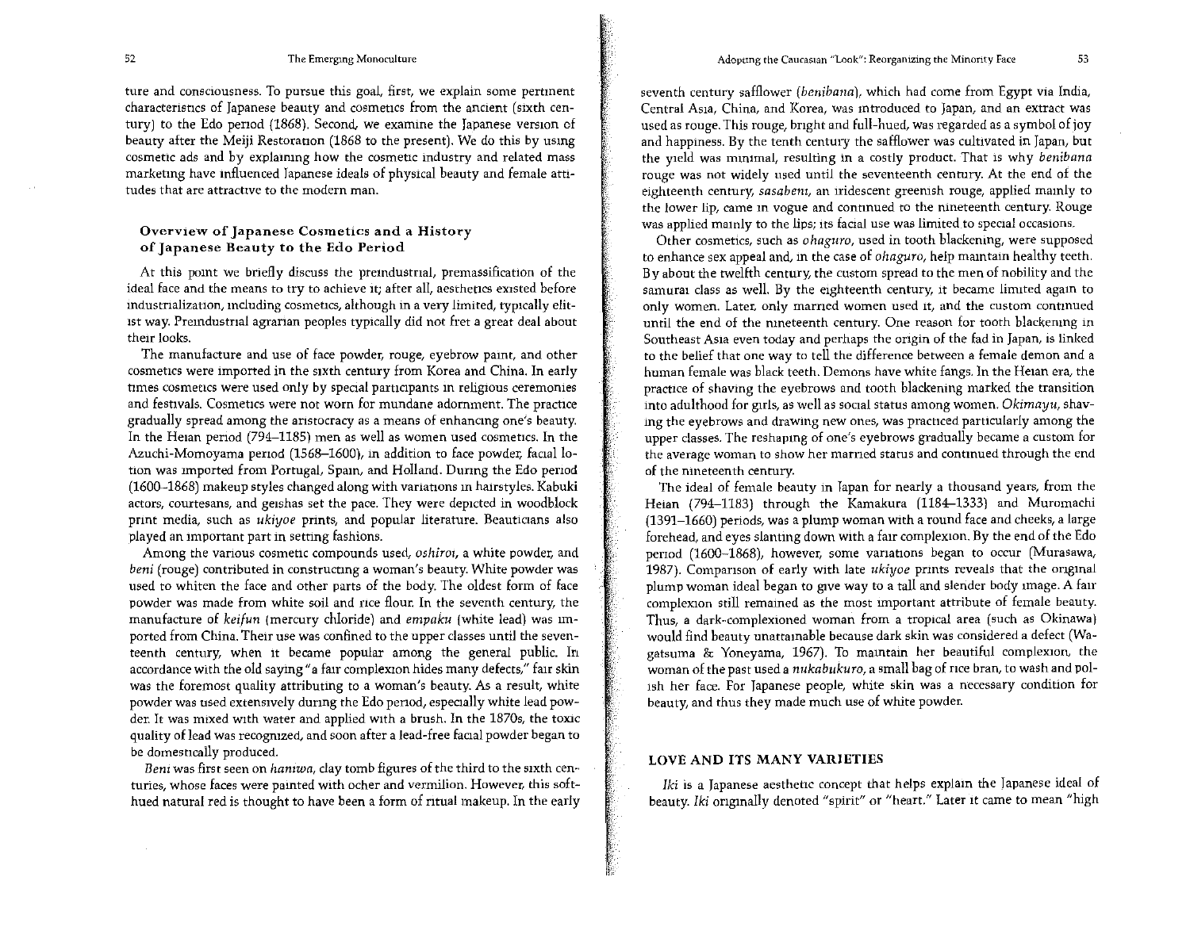ture and consciousness. To pursue this goal, first, we explain some pertinent characteristics of Japanese beauty and cosmetics from the ancient (sixth century) to the Edo period (1868). Second, we examine the Japanese version of beauty after the Meiji Restoration (1868 to the present). We do this by using cosmetic ads and by explaining how the cosmetic industry and related mass marketing have influenced Japanese ideals of physical beauty and female attitudes that are attractive to the modern man.

### Overview of Japanese Cosmetics and a History of Japanese Beauty to the Edo Period

At this point we briefly discuss the preindustrial, premassification of the ideal face and the means to try to achieve it; after all, aesthetics existed before industrialization, including cosmetics, although in a very limited, typically elitist way. Preindustrial agrarian peoples typically did not fret a great deal about their looks.

The manufacture and use of face powder, rouge, eyebrow paint, and other cosmetics were imported in the sixth century from Korea and China. In early times cosmetics were used only by special participants in religious ceremonies and festivals. Cosmetics were not worn for mundane adornment. The practice gradually spread among the aristocracy as a means of enhancing one's beauty. In the Heian period (794–1185) men as well as women used cosmetics. In the Azuchi-Momoyama period (1568–1600), in addition to face powder, facial lotion was imported from Portugal, Spain, and Holland. During the Edo period (1600–1868) makeup styles changed along with variations in hairstyles. Kabuki actors, courtesans, and geishas set the pace. They were depicted in woodblock print media, such as *ukiyoe* prints, and popular literature. Beauticians also played an important part in setting fashions.

Among the various cosmetic compounds used, *oshiroi*, a white powder, and *beni* (rouge) contributed in constructing a woman's beauty. White powder was used to whiten the face and other parts of the body. The oldest form of face powder was made from white soil and rice flour. In the seventh century, the manufacture of *keifun* (mercury chloride) and *empaku* (white lead) was imported from China. Their use was confined to the upper classes until the seventeenth century, when it became popular among the general public. In accordance with the old saying "a fair complexion hides many defects," fair skin was the foremost quality attributing to a woman's beauty. As a result, white powder was used extensively during the Edo period, especially white lead powder. It was mixed with water and applied with a brush. In the 1870s, the toxic quality of lead was recognized, and soon after a lead-free facial powder began to be domestically produced.

*Beni* was first seen on *haniwa*, clay tomb figures of the third to the sixth centuries, whose faces were painted with ocher and vermilion. However, this soft-hued natural red is thought to have been a form of ritual makeup. In the early seventh century safflower (*benibana*), which had come from Egypt via India, Central Asia, China, and Korea, was introduced to Japan, and an extract was used as rouge. This rouge, bright and full-hued, was regarded as a symbol of joy and happiness. By the tenth century the safflower was cultivated in Japan, but the yield was minimal, resulting in a costly product. That is why *benibana* rouge was not widely used until the seventeenth century. At the end of the eighteenth century, *sasabeni*, an iridescent greenish rouge, applied mainly to the lower lip, came in vogue and continued to the nineteenth century. Rouge was applied mainly to the lips; its facial use was limited to special occasions.

Other cosmetics, such as *ohaguro*, used in tooth blackening, were supposed to enhance sex appeal and, in the case of *ohaguro*, help maintain healthy teeth. By about the twelfth century, the custom spread to the men of nobility and the samurai class as well. By the eighteenth century, it became limited again to only women. Later, only married women used it, and the custom continued until the end of the nineteenth century. One reason for tooth blackening in Southeast Asia even today and perhaps the origin of the fad in Japan, is linked to the belief that one way to tell the difference between a female demon and a human female was black teeth. Demons have white fangs. In the Heian era, the practice of shaving the eyebrows and tooth blackening marked the transition into adulthood for girls, as well as social status among women. *Okimayu*, shaving the eyebrows and drawing new ones, was practiced particularly among the upper classes. The reshaping of one's eyebrows gradually became a custom for the average woman to show her married status and continued through the end of the nineteenth century.

The ideal of female beauty in Japan for nearly a thousand years, from the Heian (794–1183) through the Kamakura (1184–1333) and Muromachi (1391–1660) periods, was a plump woman with a round face and cheeks, a large forehead, and eyes slanting down with a fair complexion. By the end of the Edo period (1600–1868), however, some variations began to occur (Murasawa, 1987). Comparison of early with late *ukiyoe* prints reveals that the original plump woman ideal began to give way to a tall and slender body image. A fair complexion still remained as the most important attribute of female beauty. Thus, a dark-complexioned woman from a tropical area (such as Okinawa) would find beauty unattainable because dark skin was considered a defect (Wagatsuma & Yoneyama, 1967). To maintain her beautiful complexion, the woman of the past used a *nukabukuro*, a small bag of rice bran, to wash and polish her face. For Japanese people, white skin was a necessary condition for beauty, and thus they made much use of white powder.

### LOVE AND ITS MANY VARIETIES

*Iki* is a Japanese aesthetic concept that helps explain the Japanese ideal of beauty. *Iki* originally denoted "spirit" or "heart." Later it came to mean "high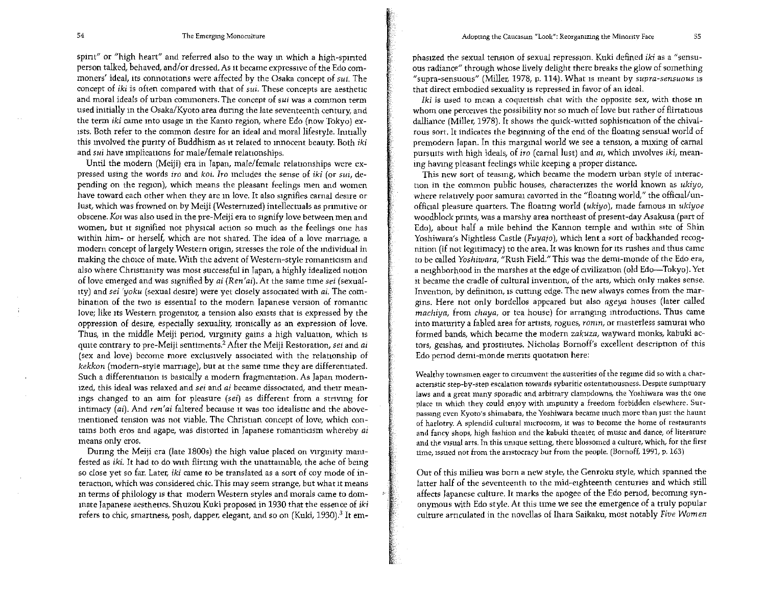spirit" or "high heart" and referred also to the way in which a high-spirited person talked, behaved, and/or dressed. As it became expressive of the Edo commoners' ideal, its connotations were affected by the Osaka concept of *sui*. The concept of *iki* is often compared with that of *sui*. These concepts are aesthetic and moral ideals of urban commoners. The concept of *sui* was a common term used initially in the Osaka/Kyoto area during the late seventeenth century, and the term *iki* came into usage in the Kanto region, where Edo (now Tokyo) exists. Both refer to the common desire for an ideal and moral lifestyle. Initially this involved the purity of Buddhism as it related to innocent beauty. Both *iki* and *sui* have implications for male/female relationships.

Until the modern (Meiji) era in Japan, male/female relationships were expressed using the words *iro* and *koi*. *Iro* includes the sense of *iki* (or *sui*, depending on the region), which means the pleasant feelings men and women have toward each other when they are in love. It also signifies carnal desire or lust, which was frowned on by Meiji (Westernized) intellectuals as primitive or obscene. *Koi* was also used in the pre-Meiji era to signify love between men and women, but it signified not physical action so much as the feelings one has within him- or herself, which are not shared. The idea of a love marriage, a modern concept of largely Western origin, stresses the role of the individual in making the choice of mate. With the advent of Western-style romanticism and also where Christianity was most successful in Japan, a highly idealized notion of love emerged and was signified by *ai* (*Ren'ai*). At the same time *sei* (sexuality) and *sei 'yoku* (sexual desire) were yet closely associated with *ai*. The combination of the two is essential to the modern Japanese version of romantic love; like its Western progenitor, a tension also exists that is expressed by the oppression of desire, especially sexuality, ironically as an expression of love. Thus, in the middle Meiji period, virginity gains a high valuation, which is quite contrary to pre-Meiji sentiments.[2] After the Meiji Restoration, *sei* and *ai* (sex and love) become more exclusively associated with the relationship of *kekkon* (modern-style marriage), but at the same time they are differentiated. Such a differentiation is basically a modern fragmentation. As Japan modernized, this ideal was relaxed and *sei* and *ai* became dissociated, and their meanings changed to an aim for pleasure (*sei*) as different from a striving for intimacy (*ai*). And *ren'ai* faltered because it was too idealistic and the above-mentioned tension was not viable. The Christian concept of love, which contains both eros and agape, was distorted in Japanese romanticism whereby *ai* means only eros.

During the Meiji era (late 1800s) the high value placed on virginity manifested as *iki*. It had to do with flirting with the unattainable, the ache of being so close yet so far. Later, *iki* came to be translated as a sort of coy mode of interaction, which was considered chic. This may seem strange, but what it means in terms of philology is that modern Western styles and morals came to dominate Japanese aesthetics. Shuzou Kuki proposed in 1930 that the essence of *iki* refers to chic, smartness, posh, dapper, elegant, and so on (Kuki, 1930).[3] It emphasized the sexual tension of sexual repression. Kuki defined *iki* as a "sensuous radiance" through whose lively delight there breaks the glow of something "supra-sensuous" (Miller, 1978, p. 114). What is meant by *supra-sensuous* is that direct embodied sexuality is repressed in favor of an ideal.

*Iki* is used to mean a coquettish chat with the opposite sex, with those in whom one perceives the possibility not so much of love but rather of flirtatious dalliance (Miller, 1978). It shows the quick-witted sophistication of the chivalrous sort. It indicates the beginning of the end of the floating sensual world of premodern Japan. In this marginal world we see a tension, a mixing of carnal pursuits with high ideals, of *iro* (carnal lust) and *ai*, which involves *iki*, meaning having pleasant feelings while keeping a proper distance.

This new sort of teasing, which became the modern urban style of interaction in the common public houses, characterizes the world known as *ukiyo*, where relatively poor samurai cavorted in the "floating world," the official/unofficial pleasure quarters. The floating world (*ukiyo*), made famous in *ukiyoe* woodblock prints, was a marshy area northeast of present-day Asakusa (part of Edo), about half a mile behind the Kannon temple and within site of Shin Yoshiwara's Nightless Castle (*Fuyajo*), which lent a sort of backhanded recognition (if not legitimacy) to the area. It was known for its rushes and thus came to be called *Yoshiwara*, "Rush Field." This was the demi-monde of the Edo era, a neighborhood in the marshes at the edge of civilization (old Edo—Tokyo). Yet it became the cradle of cultural invention, of the arts, which only makes sense. Invention, by definition, is cutting edge. The new always comes from the margins. Here not only bordellos appeared but also *ageya* houses (later called *machiya*, from *chaya*, or tea house) for arranging introductions. Thus came into maturity a fabled area for artists, rogues, *ronin*, or masterless samurai who formed bands, which became the modern *zakuza*, wayward monks, kabuki actors, geishas, and prostitutes. Nicholas Bornoff's excellent description of this Edo period demi-monde merits quotation here:

> Wealthy townsmen eager to circumvent the austerities of the regime did so with a characteristic step-by-step escalation towards sybaritic ostentatiousness. Despite sumptuary laws and a great many sporadic and arbitrary clampdowns, the Yoshiwara was the one place in which they could enjoy with impunity a freedom forbidden elsewhere. Surpassing even Kyoto's shimabara, the Yoshiwara became much more than just the haunt of harlotry. A splendid cultural microcosm, it was to become the home of restaurants and fancy shops, high fashion and the kabuki theater, of music and dance, of literature and the visual arts. In this unique setting, there blossomed a culture, which, for the first time, issued not from the aristocracy but from the people. (Bornoff, 1991, p. 163)

Out of this milieu was born a new style, the Genroku style, which spanned the latter half of the seventeenth to the mid-eighteenth centuries and which still affects Japanese culture. It marks the apogee of the Edo period, becoming synonymous with Edo style. At this time we see the emergence of a truly popular culture articulated in the novellas of Ihara Saikaku, most notably *Five Women*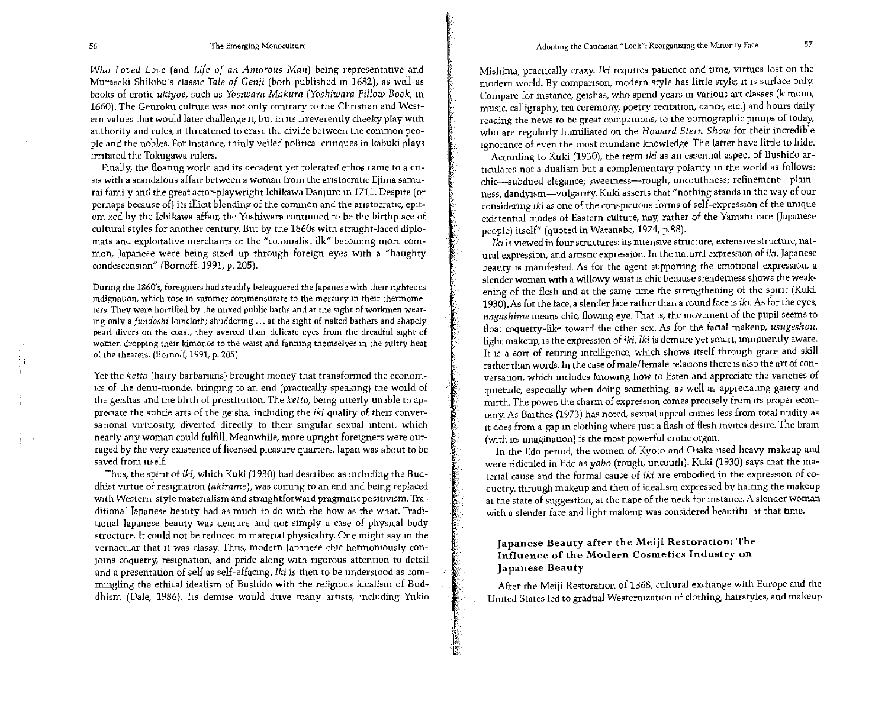*Who Loved Love* (and *Life of an Amorous Man*) being representative and Murasaki Shikibu's classic *Tale of Genji* (both published in 1682), as well as books of erotic *ukiyoe*, such as *Yoshiwara Makura* (*Yoshiwara Pillow Book*, in 1660). The Genroku culture was not only contrary to the Christian and Western values that would later challenge it, but in its irreverently cheeky play with authority and rules, it threatened to erase the divide between the common people and the nobles. For instance, thinly veiled political critiques in kabuki plays irritated the Tokugawa rulers.

Finally, the floating world and its decadent yet tolerated ethos came to a crisis with a scandalous affair between a woman from the aristocratic Ejima samurai family and the great actor-playwright Ichikawa Danjuro in 1711. Despite (or perhaps because of) its illicit blending of the common and the aristocratic, epitomized by the Ichikawa affair, the Yoshiwara continued to be the birthplace of cultural styles for another century. But by the 1860s with straight-laced diplomats and exploitative merchants of the "colonialist ilk" becoming more common, Japanese were being sized up through foreign eyes with a "haughty condescension" (Bornoff, 1991, p. 205).

> During the 1860's, foreigners had steadily beleaguered the Japanese with their righteous indignation, which rose in summer commensurate to the mercury in their thermometers. They were horrified by the mixed public baths and at the sight of workmen wearing only a *fundoshi* loincloth; shuddering ... at the sight of naked bathers and shapely pearl divers on the coast, they averted their delicate eyes from the dreadful sight of women dropping their kimonos to the waist and fanning themselves in the sultry heat of the theaters. (Bornoff, 1991, p. 205)

Yet the *ketto* (hairy barbarians) brought money that transformed the economics of the demi-monde, bringing to an end (practically speaking) the world of the geishas and the birth of prostitution. The *ketto*, being utterly unable to appreciate the subtle arts of the geisha, including the *iki* quality of their conversational virtuosity, diverted directly to their singular sexual intent, which nearly any woman could fulfill. Meanwhile, more upright foreigners were outraged by the very existence of licensed pleasure quarters. Japan was about to be saved from itself.

Thus, the spirit of *iki*, which Kuki (1930) had described as including the Buddhist virtue of resignation (*akirame*), was coming to an end and being replaced with Western-style materialism and straightforward pragmatic positivism. Traditional Japanese beauty had as much to do with the how as the what. Traditional Japanese beauty was demure and not simply a case of physical body structure. It could not be reduced to material physicality. One might say in the vernacular that it was classy. Thus, modern Japanese chic harmoniously conjoins coquetry, resignation, and pride along with rigorous attention to detail and a presentation of self as self-effacing. *Iki* is then to be understood as commingling the ethical idealism of Bushido with the religious idealism of Buddhism (Dale, 1986). Its demise would drive many artists, including Yukio Mishima, practically crazy. *Iki* requires patience and time, virtues lost on the modern world. By comparison, modern style has little style; it is surface only. Compare for instance, geishas, who spend years in various art classes (kimono, music, calligraphy, tea ceremony, poetry recitation, dance, etc.) and hours daily reading the news to be great companions, to the pornographic pinups of today, who are regularly humiliated on the *Howard Stern Show* for their incredible ignorance of even the most mundane knowledge. The latter have little to hide.

According to Kuki (1930), the term *iki* as an essential aspect of Bushido articulates not a dualism but a complementary polarity in the world as follows: chic—subdued elegance; sweetness—rough, uncouthness; refinement—plainness; dandyism—vulgarity. Kuki asserts that "nothing stands in the way of our considering *iki* as one of the conspicuous forms of self-expression of the unique existential modes of Eastern culture, nay, rather of the Yamato race (Japanese people) itself" (quoted in Watanabe, 1974, p.88).

*Iki* is viewed in four structures: its intensive structure, extensive structure, natural expression, and artistic expression. In the natural expression of *iki*, Japanese beauty is manifested. As for the agent supporting the emotional expression, a slender woman with a willowy waist is chic because slenderness shows the weakening of the flesh and at the same time the strengthening of the spirit (Kuki, 1930). As for the face, a slender face rather than a round face is *iki*. As for the eyes, *nagashime* means chic, flowing eye. That is, the movement of the pupil seems to float coquetry-like toward the other sex. As for the facial makeup, *usugeshou*, light makeup, is the expression of *iki*. *Iki* is demure yet smart, imminently aware. It is a sort of retiring intelligence, which shows itself through grace and skill rather than words. In the case of male/female relations there is also the art of conversation, which includes knowing how to listen and appreciate the varieties of quietude, especially when doing something, as well as appreciating gaiety and mirth. The power, the charm of expression comes precisely from its proper economy. As Barthes (1973) has noted, sexual appeal comes less from total nudity as it does from a gap in clothing where just a flash of flesh invites desire. The brain (with its imagination) is the most powerful erotic organ.

In the Edo period, the women of Kyoto and Osaka used heavy makeup and were ridiculed in Edo as *yabo* (rough, uncouth). Kuki (1930) says that the material cause and the formal cause of *iki* are embodied in the expression of coquetry, through makeup and then of idealism expressed by halting the makeup at the state of suggestion, at the nape of the neck for instance. A slender woman with a slender face and light makeup was considered beautiful at that time.

### Japanese Beauty after the Meiji Restoration: The Influence of the Modern Cosmetics Industry on Japanese Beauty

After the Meiji Restoration of 1868, cultural exchange with Europe and the United States led to gradual Westernization of clothing, hairstyles, and makeup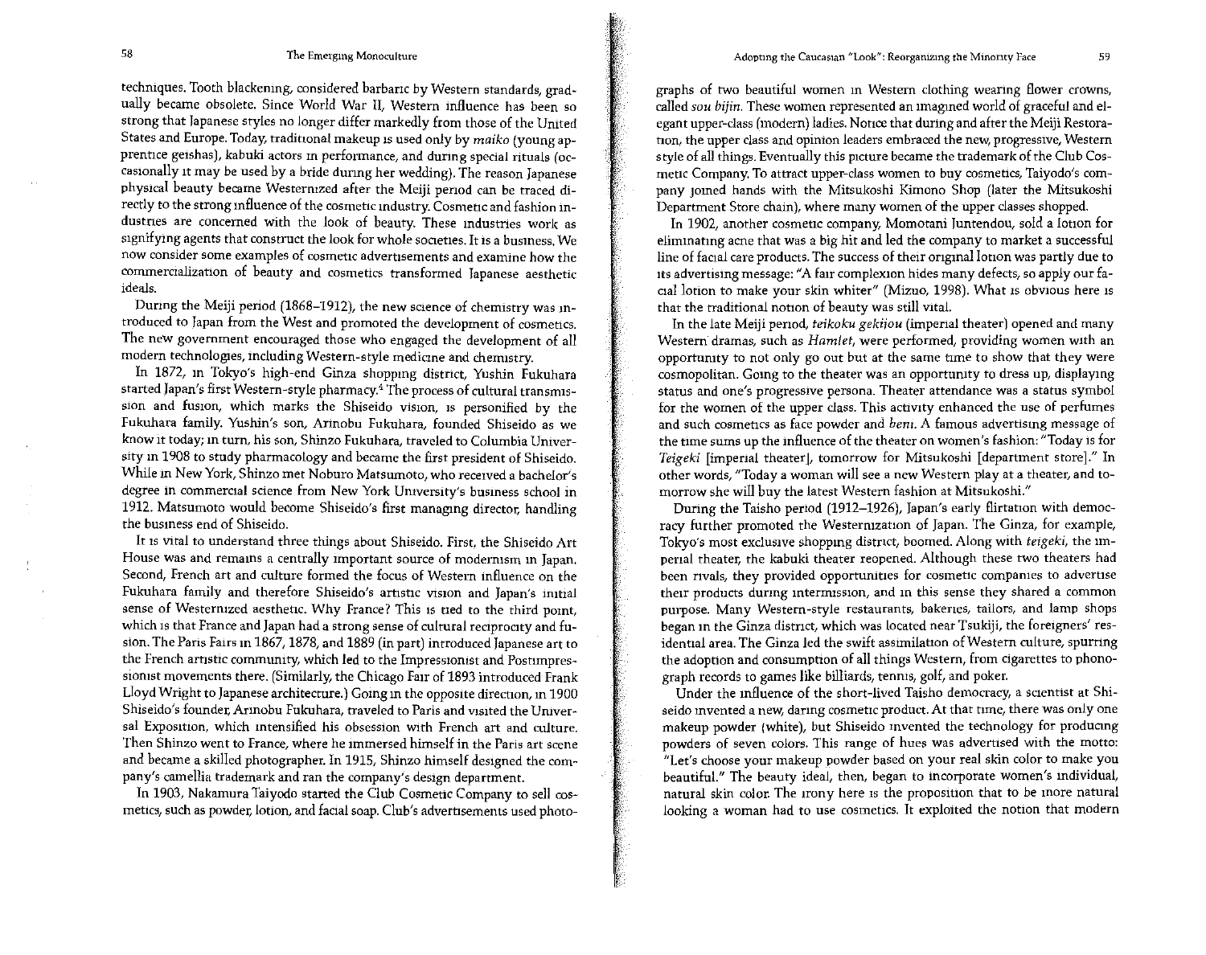techniques. Tooth blackening, considered barbaric by Western standards, gradually became obsolete. Since World War II, Western influence has been so strong that Japanese styles no longer differ markedly from those of the United States and Europe. Today, traditional makeup is used only by *maiko* (young apprentice geishas), kabuki actors in performance, and during special rituals (occasionally it may be used by a bride during her wedding). The reason Japanese physical beauty became Westernized after the Meiji period can be traced directly to the strong influence of the cosmetic industry. Cosmetic and fashion industries are concerned with the look of beauty. These industries work as signifying agents that construct the look for whole societies. It is a business. We now consider some examples of cosmetic advertisements and examine how the commercialization of beauty and cosmetics transformed Japanese aesthetic ideals.

During the Meiji period (1868–1912), the new science of chemistry was introduced to Japan from the West and promoted the development of cosmetics. The new government encouraged those who engaged the development of all modern technologies, including Western-style medicine and chemistry.

In 1872, in Tokyo's high-end Ginza shopping district, Yushin Fukuhara started Japan's first Western-style pharmacy.[4] The process of cultural transmission and fusion, which marks the Shiseido vision, is personified by the Fukuhara family. Yushin's son, Arinobu Fukuhara, founded Shiseido as we know it today; in turn, his son, Shinzo Fukuhara, traveled to Columbia University in 1908 to study pharmacology and became the first president of Shiseido. While in New York, Shinzo met Noburo Matsumoto, who received a bachelor's degree in commercial science from New York University's business school in 1912. Matsumoto would become Shiseido's first managing director, handling the business end of Shiseido.

It is vital to understand three things about Shiseido. First, the Shiseido Art House was and remains a centrally important source of modernism in Japan. Second, French art and culture formed the focus of Western influence on the Fukuhara family and therefore Shiseido's artistic vision and Japan's initial sense of Westernized aesthetic. Why France? This is tied to the third point, which is that France and Japan had a strong sense of cultural reciprocity and fusion. The Paris Fairs in 1867, 1878, and 1889 (in part) introduced Japanese art to the French artistic community, which led to the Impressionist and Postimpressionist movements there. (Similarly, the Chicago Fair of 1893 introduced Frank Lloyd Wright to Japanese architecture.) Going in the opposite direction, in 1900 Shiseido's founder, Arinobu Fukuhara, traveled to Paris and visited the Universal Exposition, which intensified his obsession with French art and culture. Then Shinzo went to France, where he immersed himself in the Paris art scene and became a skilled photographer. In 1915, Shinzo himself designed the company's camellia trademark and ran the company's design department.

In 1903, Nakamura Taiyodo started the Club Cosmetic Company to sell cosmetics, such as powder, lotion, and facial soap. Club's advertisements used photographs of two beautiful women in Western clothing wearing flower crowns, called *sou bijin*. These women represented an imagined world of graceful and elegant upper-class (modern) ladies. Notice that during and after the Meiji Restoration, the upper class and opinion leaders embraced the new, progressive, Western style of all things. Eventually this picture became the trademark of the Club Cosmetic Company. To attract upper-class women to buy cosmetics, Taiyodo's company joined hands with the Mitsukoshi Kimono Shop (later the Mitsukoshi Department Store chain), where many women of the upper classes shopped.

In 1902, another cosmetic company, Momotani Juntendou, sold a lotion for eliminating acne that was a big hit and led the company to market a successful line of facial care products. The success of their original lotion was partly due to its advertising message: "A fair complexion hides many defects, so apply our facial lotion to make your skin whiter" (Mizuo, 1998). What is obvious here is that the traditional notion of beauty was still vital.

In the late Meiji period, *teikoku gekijou* (imperial theater) opened and many Western dramas, such as *Hamlet*, were performed, providing women with an opportunity to not only go out but at the same time to show that they were cosmopolitan. Going to the theater was an opportunity to dress up, displaying status and one's progressive persona. Theater attendance was a status symbol for the women of the upper class. This activity enhanced the use of perfumes and such cosmetics as face powder and *beni*. A famous advertising message of the time sums up the influence of the theater on women's fashion: "Today is for *Teigeki* [imperial theater], tomorrow for Mitsukoshi [department store]." In other words, "Today a woman will see a new Western play at a theater, and tomorrow she will buy the latest Western fashion at Mitsukoshi."

During the Taisho period (1912–1926), Japan's early flirtation with democracy further promoted the Westernization of Japan. The Ginza, for example, Tokyo's most exclusive shopping district, boomed. Along with *teigeki*, the imperial theater, the kabuki theater reopened. Although these two theaters had been rivals, they provided opportunities for cosmetic companies to advertise their products during intermission, and in this sense they shared a common purpose. Many Western-style restaurants, bakeries, tailors, and lamp shops began in the Ginza district, which was located near Tsukiji, the foreigners' residential area. The Ginza led the swift assimilation of Western culture, spurring the adoption and consumption of all things Western, from cigarettes to phonograph records to games like billiards, tennis, golf, and poker.

Under the influence of the short-lived Taisho democracy, a scientist at Shiseido invented a new, daring cosmetic product. At that time, there was only one makeup powder (white), but Shiseido invented the technology for producing powders of seven colors. This range of hues was advertised with the motto: "Let's choose your makeup powder based on your real skin color to make you beautiful." The beauty ideal, then, began to incorporate women's individual, natural skin color. The irony here is the proposition that to be more natural looking a woman had to use cosmetics. It exploited the notion that modern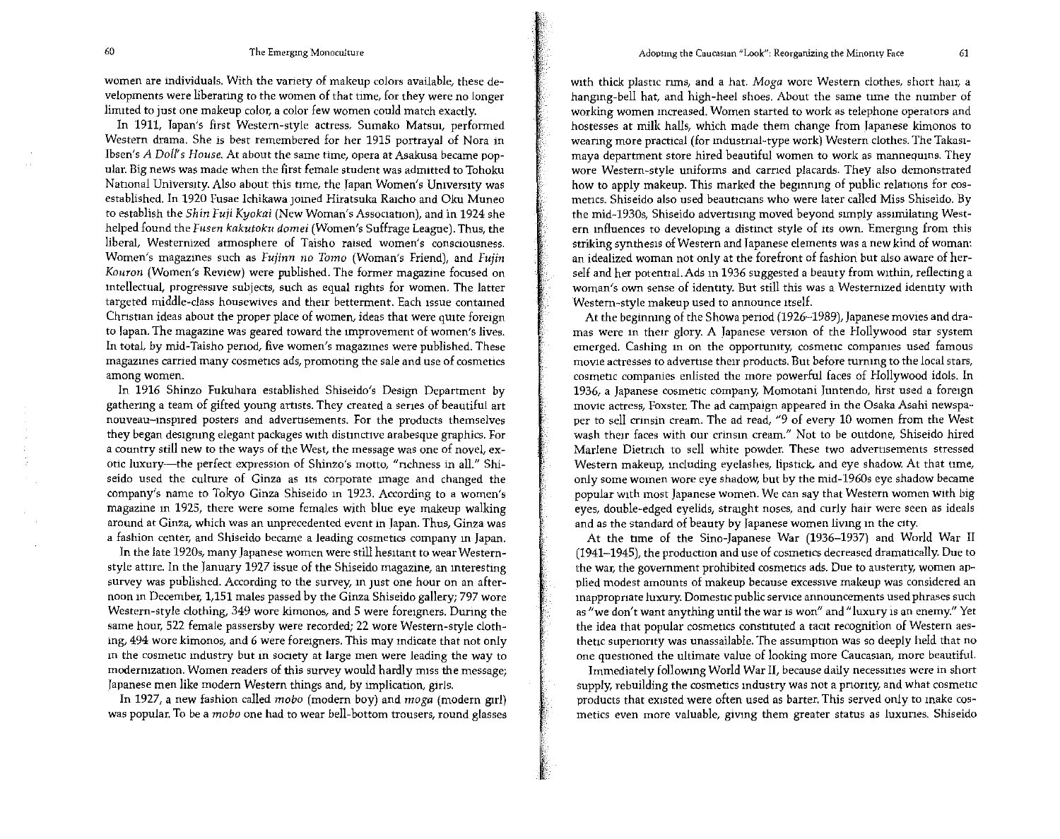women are individuals. With the variety of makeup colors available, these developments were liberating to the women of that time, for they were no longer limited to just one makeup color, a color few women could match exactly.

In 1911, Japan's first Western-style actress, Sumako Matsui, performed Western drama. She is best remembered for her 1915 portrayal of Nora in Ibsen's *A Doll's House*. At about the same time, opera at Asakusa became popular. Big news was made when the first female student was admitted to Tohoku National University. Also about this time, the Japan Women's University was established. In 1920 Fusae Ichikawa joined Hiratsuka Raicho and Oku Muneo to establish the *Shin Fuji Kyokai* (New Woman's Association), and in 1924 she helped found the *Fusen kakutoku domei* (Women's Suffrage League). Thus, the liberal, Westernized atmosphere of Taisho raised women's consciousness. Women's magazines such as *Fujinn no Tomo* (Woman's Friend), and *Fujin Kouron* (Women's Review) were published. The former magazine focused on intellectual, progressive subjects, such as equal rights for women. The latter targeted middle-class housewives and their betterment. Each issue contained Christian ideas about the proper place of women, ideas that were quite foreign to Japan. The magazine was geared toward the improvement of women's lives. In total, by mid-Taisho period, five women's magazines were published. These magazines carried many cosmetics ads, promoting the sale and use of cosmetics among women.

In 1916 Shinzo Fukuhara established Shiseido's Design Department by gathering a team of gifted young artists. They created a series of beautiful art nouveau–inspired posters and advertisements. For the products themselves they began designing elegant packages with distinctive arabesque graphics. For a country still new to the ways of the West, the message was one of novel, exotic luxury—the perfect expression of Shinzo's motto, "richness in all." Shiseido used the culture of Ginza as its corporate image and changed the company's name to Tokyo Ginza Shiseido in 1923. According to a women's magazine in 1925, there were some females with blue eye makeup walking around at Ginza, which was an unprecedented event in Japan. Thus, Ginza was a fashion center, and Shiseido became a leading cosmetics company in Japan.

In the late 1920s, many Japanese women were still hesitant to wear Western-style attire. In the January 1927 issue of the Shiseido magazine, an interesting survey was published. According to the survey, in just one hour on an afternoon in December, 1,151 males passed by the Ginza Shiseido gallery; 797 wore Western-style clothing, 349 wore kimonos, and 5 were foreigners. During the same hour, 522 female passersby were recorded; 22 wore Western-style clothing, 494 wore kimonos, and 6 were foreigners. This may indicate that not only in the cosmetic industry but in society at large men were leading the way to modernization. Women readers of this survey would hardly miss the message; Japanese men like modern Western things and, by implication, girls.

In 1927, a new fashion called *mobo* (modern boy) and *moga* (modern girl) was popular. To be a *mobo* one had to wear bell-bottom trousers, round glasses with thick plastic rims, and a hat. *Moga* wore Western clothes, short hair, a hanging-bell hat, and high-heel shoes. About the same time the number of working women increased. Women started to work as telephone operators and hostesses at milk halls, which made them change from Japanese kimonos to wearing more practical (for industrial-type work) Western clothes. The Takasimaya department store hired beautiful women to work as mannequins. They wore Western-style uniforms and carried placards. They also demonstrated how to apply makeup. This marked the beginning of public relations for cosmetics. Shiseido also used beauticians who were later called Miss Shiseido. By the mid-1930s, Shiseido advertising moved beyond simply assimilating Western influences to developing a distinct style of its own. Emerging from this striking synthesis of Western and Japanese elements was a new kind of woman: an idealized woman not only at the forefront of fashion but also aware of herself and her potential. Ads in 1936 suggested a beauty from within, reflecting a woman's own sense of identity. But still this was a Westernized identity with Western-style makeup used to announce itself.

At the beginning of the Showa period (1926–1989), Japanese movies and dramas were in their glory. A Japanese version of the Hollywood star system emerged. Cashing in on the opportunity, cosmetic companies used famous movie actresses to advertise their products. But before turning to the local stars, cosmetic companies enlisted the more powerful faces of Hollywood idols. In 1936, a Japanese cosmetic company, Momotani Juntendo, first used a foreign movie actress, Foxster. The ad campaign appeared in the Osaka Asahi newspaper to sell crinsin cream. The ad read, "9 of every 10 women from the West wash their faces with our crinsin cream." Not to be outdone, Shiseido hired Marlene Dietrich to sell white powder. These two advertisements stressed Western makeup, including eyelashes, lipstick, and eye shadow. At that time, only some women wore eye shadow, but by the mid-1960s eye shadow became popular with most Japanese women. We can say that Western women with big eyes, double-edged eyelids, straight noses, and curly hair were seen as ideals and as the standard of beauty by Japanese women living in the city.

At the time of the Sino-Japanese War (1936–1937) and World War II (1941–1945), the production and use of cosmetics decreased dramatically. Due to the war, the government prohibited cosmetics ads. Due to austerity, women applied modest amounts of makeup because excessive makeup was considered an inappropriate luxury. Domestic public service announcements used phrases such as "we don't want anything until the war is won" and "luxury is an enemy." Yet the idea that popular cosmetics constituted a tacit recognition of Western aesthetic superiority was unassailable. The assumption was so deeply held that no one questioned the ultimate value of looking more Caucasian, more beautiful.

Immediately following World War II, because daily necessities were in short supply, rebuilding the cosmetics industry was not a priority, and what cosmetic products that existed were often used as barter. This served only to make cosmetics even more valuable, giving them greater status as luxuries. Shiseido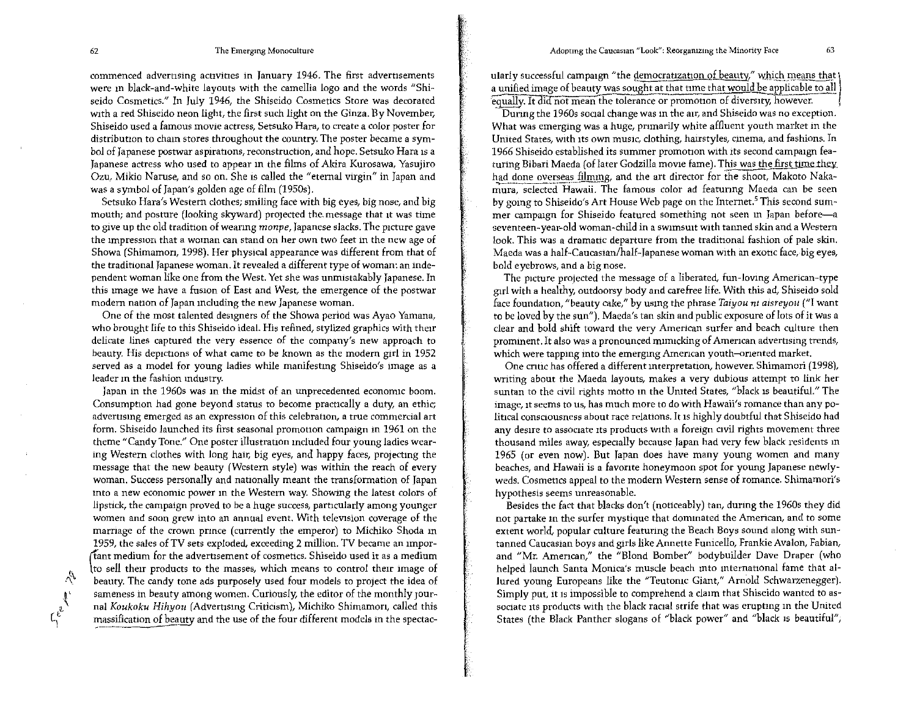commenced advertising activities in January 1946. The first advertisements were in black-and-white layouts with the camellia logo and the words "Shiseido Cosmetics." In July 1946, the Shiseido Cosmetics Store was decorated with a red Shiseido neon light, the first such light on the Ginza. By November, Shiseido used a famous movie actress, Setsuko Hara, to create a color poster for distribution to chain stores throughout the country. The poster became a symbol of Japanese postwar aspirations, reconstruction, and hope. Setsuko Hara is a Japanese actress who used to appear in the films of Akira Kurosawa, Yasujiro Ozu, Mikio Naruse, and so on. She is called the "eternal virgin" in Japan and was a symbol of Japan's golden age of film (1950s).

Setsuko Hara's Western clothes; smiling face with big eyes, big nose, and big mouth; and posture (looking skyward) projected the message that it was time to give up the old tradition of wearing *monpe*, Japanese slacks. The picture gave the impression that a woman can stand on her own two feet in the new age of Showa (Shimamori, 1998). Her physical appearance was different from that of the traditional Japanese woman. It revealed a different type of woman: an independent woman like one from the West. Yet she was unmistakably Japanese. In this image we have a fusion of East and West, the emergence of the postwar modern nation of Japan including the new Japanese woman.

One of the most talented designers of the Showa period was Ayao Yamana, who brought life to this Shiseido ideal. His refined, stylized graphics with their delicate lines captured the very essence of the company's new approach to beauty. His depictions of what came to be known as the modern girl in 1952 served as a model for young ladies while manifesting Shiseido's image as a leader in the fashion industry.

Japan in the 1960s was in the midst of an unprecedented economic boom. Consumption had gone beyond status to become practically a duty, an ethic; advertising emerged as an expression of this celebration, a true commercial art form. Shiseido launched its first seasonal promotion campaign in 1961 on the theme "Candy Tone." One poster illustration included four young ladies wearing Western clothes with long hair, big eyes, and happy faces, projecting the message that the new beauty (Western style) was within the reach of every woman. Success personally and nationally meant the transformation of Japan into a new economic power in the Western way. Showing the latest colors of lipstick, the campaign proved to be a huge success, particularly among younger women and soon grew into an annual event. With television coverage of the marriage of the crown prince (currently the emperor) to Michiko Shoda in 1959, the sales of TV sets exploded, exceeding 2 million. TV became an important medium for the advertisement of cosmetics. Shiseido used it as a medium to sell their products to the masses, which means to control their image of beauty. The candy tone ads purposely used four models to project the idea of sameness in beauty among women. Curiously, the editor of the monthly journal *Koukoku Hihyou* (Advertising Criticism), Michiko Shimamori, called this massification of beauty and the use of the four different models in the spectacularly successful campaign "the democratization of beauty," which means that a unified image of beauty was sought at that time that would be applicable to all equally. It did not mean the tolerance or promotion of diversity, however.

During the 1960s social change was in the air, and Shiseido was no exception. What was emerging was a huge, primarily white affluent youth market in the United States, with its own music, clothing, hairstyles, cinema, and fashions. In 1966 Shiseido established its summer promotion with its second campaign featuring Bibari Maeda (of later Godzilla movie fame). This was the first time they had done overseas filming, and the art director for the shoot, Makoto Nakamura, selected Hawaii. The famous color ad featuring Maeda can be seen by going to Shiseido's Art House Web page on the Internet.[5] This second summer campaign for Shiseido featured something not seen in Japan before—a seventeen-year-old woman-child in a swimsuit with tanned skin and a Western look. This was a dramatic departure from the traditional fashion of pale skin. Maeda was a half-Caucasian/half-Japanese woman with an exotic face, big eyes, bold eyebrows, and a big nose.

The picture projected the message of a liberated, fun-loving American-type girl with a healthy, outdoorsy body and carefree life. With this ad, Shiseido sold face foundation, "beauty cake," by using the phrase *Taiyou ni aisreyou* ("I want to be loved by the sun"). Maeda's tan skin and public exposure of lots of it was a clear and bold shift toward the very American surfer and beach culture then prominent. It also was a pronounced mimicking of American advertising trends, which were tapping into the emerging American youth–oriented market.

One critic has offered a different interpretation, however. Shimamori (1998), writing about the Maeda layouts, makes a very dubious attempt to link her suntan to the civil rights motto in the United States, "black is beautiful." The image, it seems to us, has much more to do with Hawaii's romance than any political consciousness about race relations. It is highly doubtful that Shiseido had any desire to associate its products with a foreign civil rights movement three thousand miles away, especially because Japan had very few black residents in 1965 (or even now). But Japan does have many young women and many beaches, and Hawaii is a favorite honeymoon spot for young Japanese newlyweds. Cosmetics appeal to the modern Western sense of romance. Shimamori's hypothesis seems unreasonable.

Besides the fact that blacks don't (noticeably) tan, during the 1960s they did not partake in the surfer mystique that dominated the American, and to some extent world, popular culture featuring the Beach Boys sound along with suntanned Caucasian boys and girls like Annette Funicello, Frankie Avalon, Fabian, and "Mr. American," the "Blond Bomber" bodybuilder Dave Draper (who helped launch Santa Monica's muscle beach into international fame that allured young Europeans like the "Teutonic Giant," Arnold Schwarzenegger). Simply put, it is impossible to comprehend a claim that Shiseido wanted to associate its products with the black racial strife that was erupting in the United States (the Black Panther slogans of "black power" and "black is beautiful",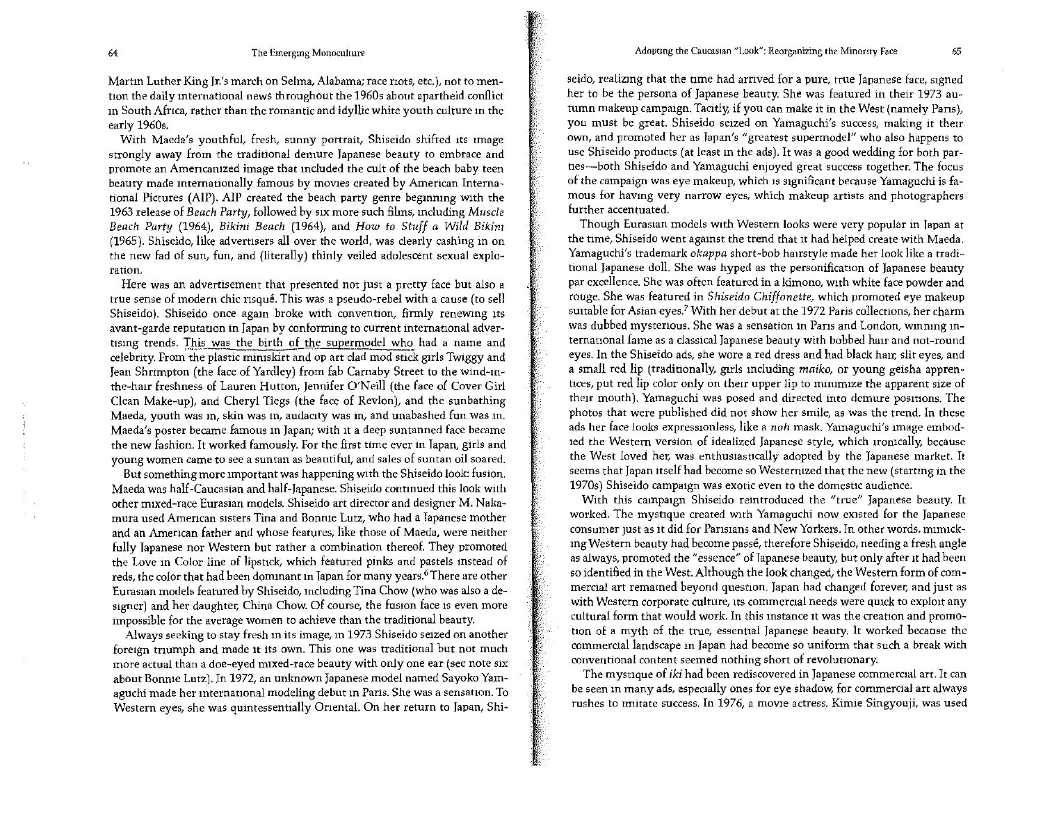Martin Luther King Jr.'s march on Selma, Alabama; race riots, etc.), not to mention the daily international news throughout the 1960s about apartheid conflict in South Africa, rather than the romantic and idyllic white youth culture in the early 1960s.

With Maeda's youthful, fresh, sunny portrait, Shiseido shifted its image strongly away from the traditional demure Japanese beauty to embrace and promote an Americanized image that included the cult of the beach baby teen beauty made internationally famous by movies created by American International Pictures (AIP). AIP created the beach party genre beginning with the 1963 release of *Beach Party*, followed by six more such films, including *Muscle Beach Party* (1964), *Bikini Beach* (1964), and *How to Stuff a Wild Bikini* (1965). Shiseido, like advertisers all over the world, was clearly cashing in on the new fad of sun, fun, and (literally) thinly veiled adolescent sexual exploration.

Here was an advertisement that presented not just a pretty face but also a true sense of modern chic risqué. This was a pseudo-rebel with a cause (to sell Shiseido). Shiseido once again broke with convention, firmly renewing its avant-garde reputation in Japan by conforming to current international advertising trends. This was the birth of the supermodel who had a name and celebrity. From the plastic miniskirt and op art clad mod stick girls Twiggy and Jean Shrimpton (the face of Yardley) from fab Carnaby Street to the wind-in-the-hair freshness of Lauren Hutton, Jennifer O'Neill (the face of Cover Girl Clean Make-up), and Cheryl Tiegs (the face of Revlon), and the sunbathing Maeda, youth was in, skin was in, audacity was in, and unabashed fun was in. Maeda's poster became famous in Japan; with it a deep suntanned face became the new fashion. It worked famously. For the first time ever in Japan, girls and young women came to see a suntan as beautiful, and sales of suntan oil soared.

But something more important was happening with the Shiseido look: fusion. Maeda was half-Caucasian and half-Japanese. Shiseido continued this look with other mixed-race Eurasian models. Shiseido art director and designer M. Nakamura used American sisters Tina and Bonnie Lutz, who had a Japanese mother and an American father and whose features, like those of Maeda, were neither fully Japanese nor Western but rather a combination thereof. They promoted the Love in Color line of lipstick, which featured pinks and pastels instead of reds, the color that had been dominant in Japan for many years.[6] There are other Eurasian models featured by Shiseido, including Tina Chow (who was also a designer) and her daughter, China Chow. Of course, the fusion face is even more impossible for the average women to achieve than the traditional beauty.

Always seeking to stay fresh in its image, in 1973 Shiseido seized on another foreign triumph and made it its own. This one was traditional but not much more actual than a doe-eyed mixed-race beauty with only one ear (see note six about Bonnie Lutz). In 1972, an unknown Japanese model named Sayoko Yamaguchi made her international modeling debut in Paris. She was a sensation. To Western eyes, she was quintessentially Oriental. On her return to Japan, Shiseido, realizing that the time had arrived for a pure, true Japanese face, signed her to be the persona of Japanese beauty. She was featured in their 1973 autumn makeup campaign. Tacitly, if you can make it in the West (namely Paris), you must be great. Shiseido seized on Yamaguchi's success, making it their own, and promoted her as Japan's "greatest supermodel" who also happens to use Shiseido products (at least in the ads). It was a good wedding for both parties—both Shiseido and Yamaguchi enjoyed great success together. The focus of the campaign was eye makeup, which is significant because Yamaguchi is famous for having very narrow eyes, which makeup artists and photographers further accentuated.

Though Eurasian models with Western looks were very popular in Japan at the time, Shiseido went against the trend that it had helped create with Maeda. Yamaguchi's trademark *okappa* short-bob hairstyle made her look like a traditional Japanese doll. She was hyped as the personification of Japanese beauty par excellence. She was often featured in a kimono, with white face powder and rouge. She was featured in *Shiseido Chiffonette*, which promoted eye makeup suitable for Asian eyes.[7] With her debut at the 1972 Paris collections, her charm was dubbed mysterious. She was a sensation in Paris and London, winning international fame as a classical Japanese beauty with bobbed hair and not-round eyes. In the Shiseido ads, she wore a red dress and had black hair, slit eyes, and a small red lip (traditionally, girls including *maiko*, or young geisha apprentices, put red lip color only on their upper lip to minimize the apparent size of their mouth). Yamaguchi was posed and directed into demure positions. The photos that were published did not show her smile, as was the trend. In these ads her face looks expressionless, like a *noh* mask. Yamaguchi's image embodied the Western version of idealized Japanese style, which ironically, because the West loved her, was enthusiastically adopted by the Japanese market. It seems that Japan itself had become so Westernized that the new (starting in the 1970s) Shiseido campaign was exotic even to the domestic audience.

With this campaign Shiseido reintroduced the "true" Japanese beauty. It worked. The mystique created with Yamaguchi now existed for the Japanese consumer just as it did for Parisians and New Yorkers. In other words, mimicking Western beauty had become passé, therefore Shiseido, needing a fresh angle as always, promoted the "essence" of Japanese beauty, but only after it had been so identified in the West. Although the look changed, the Western form of commercial art remained beyond question. Japan had changed forever, and just as with Western corporate culture, its commercial needs were quick to exploit any cultural form that would work. In this instance it was the creation and promotion of a myth of the true, essential Japanese beauty. It worked because the commercial landscape in Japan had become so uniform that such a break with conventional content seemed nothing short of revolutionary.

The mystique of *iki* had been rediscovered in Japanese commercial art. It can be seen in many ads, especially ones for eye shadow, for commercial art always rushes to imitate success. In 1976, a movie actress, Kimie Singyouji, was used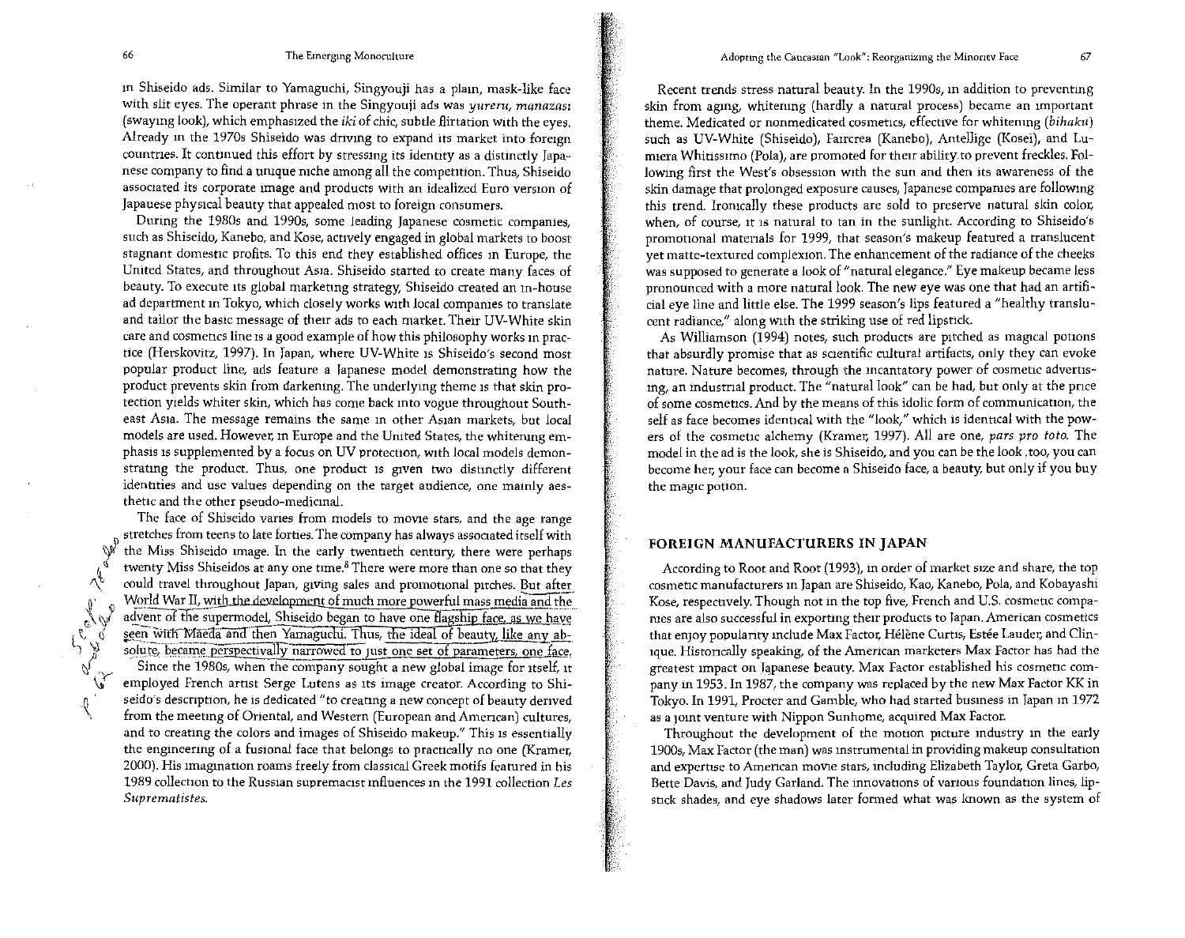in Shiseido ads. Similar to Yamaguchi, Singyouji has a plain, mask-like face with slit eyes. The operant phrase in the Singyouji ads was *yureru, manazasi* (swaying look), which emphasized the *iki* of chic, subtle flirtation with the eyes. Already in the 1970s Shiseido was driving to expand its market into foreign countries. It continued this effort by stressing its identity as a distinctly Japanese company to find a unique niche among all the competition. Thus, Shiseido associated its corporate image and products with an idealized Euro version of Japanese physical beauty that appealed most to foreign consumers.

During the 1980s and 1990s, some leading Japanese cosmetic companies, such as Shiseido, Kanebo, and Kose, actively engaged in global markets to boost stagnant domestic profits. To this end they established offices in Europe, the United States, and throughout Asia. Shiseido started to create many faces of beauty. To execute its global marketing strategy, Shiseido created an in-house ad department in Tokyo, which closely works with local companies to translate and tailor the basic message of their ads to each market. Their UV-White skin care and cosmetics line is a good example of how this philosophy works in practice (Herskovitz, 1997). In Japan, where UV-White is Shiseido's second most popular product line, ads feature a Japanese model demonstrating how the product prevents skin from darkening. The underlying theme is that skin protection yields whiter skin, which has come back into vogue throughout Southeast Asia. The message remains the same in other Asian markets, but local models are used. However, in Europe and the United States, the whitening emphasis is supplemented by a focus on UV protection, with local models demonstrating the product. Thus, one product is given two distinctly different identities and use values depending on the target audience, one mainly aesthetic and the other pseudo-medicinal.

The face of Shiseido varies from models to movie stars, and the age range stretches from teens to late forties. The company has always associated itself with the Miss Shiseido image. In the early twentieth century, there were perhaps twenty Miss Shiseidos at any one time.[8] There were more than one so that they could travel throughout Japan, giving sales and promotional pitches. But after World War II, with the development of much more powerful mass media and the advent of the supermodel, Shiseido began to have one flagship face, as we have seen with Maeda and then Yamaguchi. Thus, the ideal of beauty, like any absolute, became perspectivally narrowed to just one set of parameters, one face.

Since the 1980s, when the company sought a new global image for itself, it employed French artist Serge Lutens as its image creator. According to Shiseido's description, he is dedicated "to creating a new concept of beauty derived from the meeting of Oriental, and Western (European and American) cultures, and to creating the colors and images of Shiseido makeup." This is essentially the engineering of a fusional face that belongs to practically no one (Kramer, 2000). His imagination roams freely from classical Greek motifs featured in his 1989 collection to the Russian supremacist influences in the 1991 collection *Les Suprematistes*.

Recent trends stress natural beauty. In the 1990s, in addition to preventing skin from aging, whitening (hardly a natural process) became an important theme. Medicated or nonmedicated cosmetics, effective for whitening (*bihaku*) such as UV-White (Shiseido), Faircrea (Kanebo), Antellige (Kosei), and Lumiera Whitissimo (Pola), are promoted for their ability to prevent freckles. Following first the West's obsession with the sun and then its awareness of the skin damage that prolonged exposure causes, Japanese companies are following this trend. Ironically these products are sold to preserve natural skin color, when, of course, it is natural to tan in the sunlight. According to Shiseido's promotional materials for 1999, that season's makeup featured a translucent yet matte-textured complexion. The enhancement of the radiance of the cheeks was supposed to generate a look of "natural elegance." Eye makeup became less pronounced with a more natural look. The new eye was one that had an artificial eye line and little else. The 1999 season's lips featured a "healthy translucent radiance," along with the striking use of red lipstick.

As Williamson (1994) notes, such products are pitched as magical potions that absurdly promise that as scientific cultural artifacts, only they can evoke nature. Nature becomes, through the incantatory power of cosmetic advertising, an industrial product. The "natural look" can be had, but only at the price of some cosmetics. And by the means of this idolic form of communication, the self as face becomes identical with the "look," which is identical with the powers of the cosmetic alchemy (Kramer, 1997). All are one, *pars pro toto*. The model in the ad is the look, she is Shiseido, and you can be the look ,too, you can become her, your face can become a Shiseido face, a beauty, but only if you buy the magic potion.

## FOREIGN MANUFACTURERS IN JAPAN

According to Root and Root (1993), in order of market size and share, the top cosmetic manufacturers in Japan are Shiseido, Kao, Kanebo, Pola, and Kobayashi Kose, respectively. Though not in the top five, French and U.S. cosmetic companies are also successful in exporting their products to Japan. American cosmetics that enjoy popularity include Max Factor, Hélène Curtis, Estée Lauder, and Clinique. Historically speaking, of the American marketers Max Factor has had the greatest impact on Japanese beauty. Max Factor established his cosmetic company in 1953. In 1987, the company was replaced by the new Max Factor KK in Tokyo. In 1991, Procter and Gamble, who had started business in Japan in 1972 as a joint venture with Nippon Sunhome, acquired Max Factor.

Throughout the development of the motion picture industry in the early 1900s, Max Factor (the man) was instrumental in providing makeup consultation and expertise to American movie stars, including Elizabeth Taylor, Greta Garbo, Bette Davis, and Judy Garland. The innovations of various foundation lines, lipstick shades, and eye shadows later formed what was known as the system of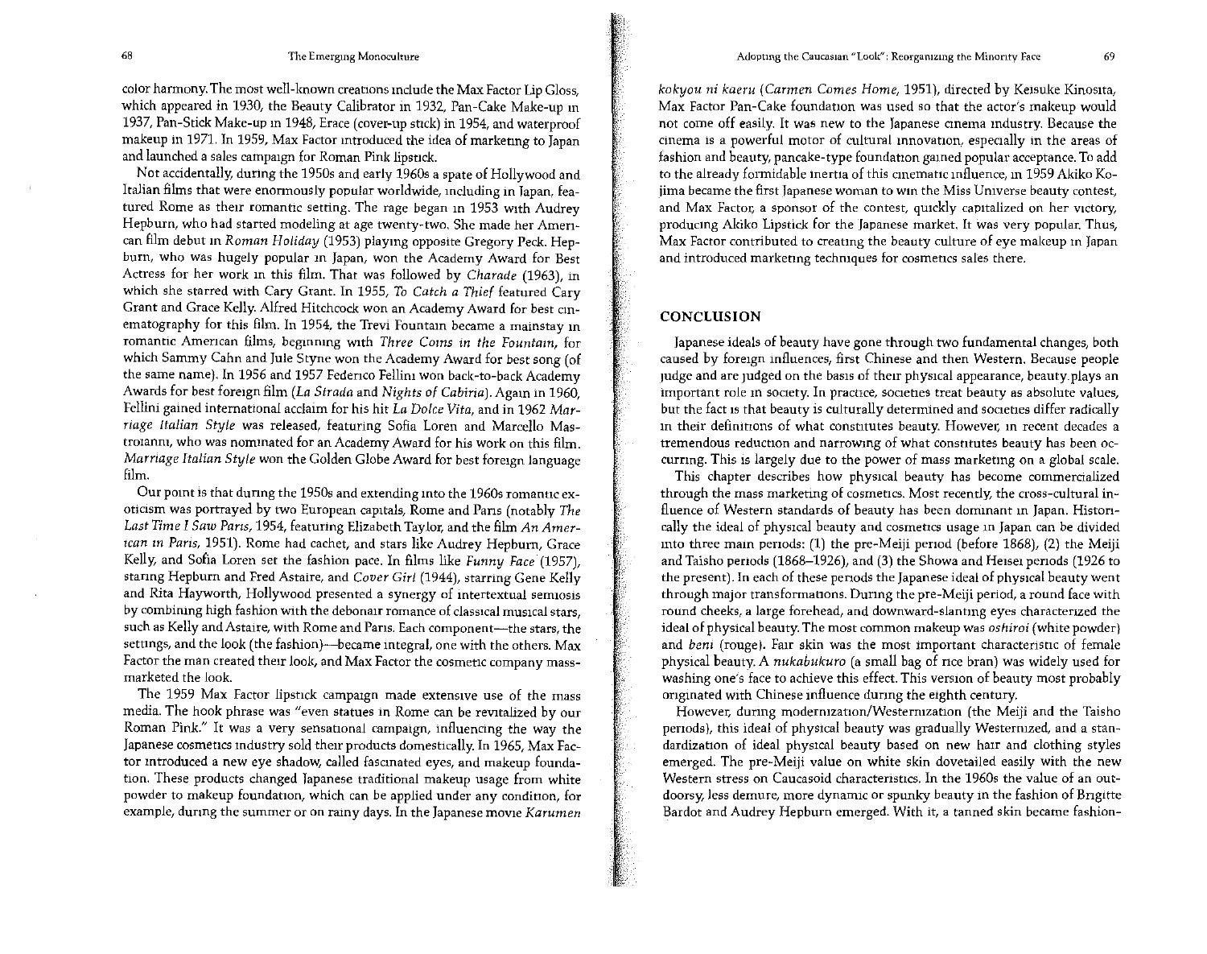color harmony. The most well-known creations include the Max Factor Lip Gloss, which appeared in 1930, the Beauty Calibrator in 1932, Pan-Cake Make-up in 1937, Pan-Stick Make-up in 1948, Erace (cover-up stick) in 1954, and waterproof makeup in 1971. In 1959, Max Factor introduced the idea of marketing to Japan and launched a sales campaign for Roman Pink lipstick.

Not accidentally, during the 1950s and early 1960s a spate of Hollywood and Italian films that were enormously popular worldwide, including in Japan, featured Rome as their romantic setting. The rage began in 1953 with Audrey Hepburn, who had started modeling at age twenty-two. She made her American film debut in *Roman Holiday* (1953) playing opposite Gregory Peck. Hepburn, who was hugely popular in Japan, won the Academy Award for Best Actress for her work in this film. That was followed by *Charade* (1963), in which she starred with Cary Grant. In 1955, *To Catch a Thief* featured Cary Grant and Grace Kelly. Alfred Hitchcock won an Academy Award for best cinematography for this film. In 1954, the Trevi Fountain became a mainstay in romantic American films, beginning with *Three Coins in the Fountain*, for which Sammy Cahn and Jule Styne won the Academy Award for best song (of the same name). In 1956 and 1957 Federico Fellini won back-to-back Academy Awards for best foreign film (*La Strada* and *Nights of Cabiria*). Again in 1960, Fellini gained international acclaim for his hit *La Dolce Vita*, and in 1962 *Marriage Italian Style* was released, featuring Sofia Loren and Marcello Mastroianni, who was nominated for an Academy Award for his work on this film. *Marriage Italian Style* won the Golden Globe Award for best foreign language film.

Our point is that during the 1950s and extending into the 1960s romantic exoticism was portrayed by two European capitals, Rome and Paris (notably *The Last Time I Saw Paris*, 1954, featuring Elizabeth Taylor, and the film *An American in Paris*, 1951). Rome had cachet, and stars like Audrey Hepburn, Grace Kelly, and Sofia Loren set the fashion pace. In films like *Funny Face* (1957), staring Hepburn and Fred Astaire, and *Cover Girl* (1944), starring Gene Kelly and Rita Hayworth, Hollywood presented a synergy of intertextual semiosis by combining high fashion with the debonair romance of classical musical stars, such as Kelly and Astaire, with Rome and Paris. Each component—the stars, the settings, and the look (the fashion)—became integral, one with the others. Max Factor the man created their look, and Max Factor the cosmetic company mass-marketed the look.

The 1959 Max Factor lipstick campaign made extensive use of the mass media. The hook phrase was "even statues in Rome can be revitalized by our Roman Pink." It was a very sensational campaign, influencing the way the Japanese cosmetics industry sold their products domestically. In 1965, Max Factor introduced a new eye shadow, called fascinated eyes, and makeup foundation. These products changed Japanese traditional makeup usage from white powder to makeup foundation, which can be applied under any condition, for example, during the summer or on rainy days. In the Japanese movie *Karumen kokyou ni kaeru* (*Carmen Comes Home*, 1951), directed by Keisuke Kinosita, Max Factor Pan-Cake foundation was used so that the actor's makeup would not come off easily. It was new to the Japanese cinema industry. Because the cinema is a powerful motor of cultural innovation, especially in the areas of fashion and beauty, pancake-type foundation gained popular acceptance. To add to the already formidable inertia of this cinematic influence, in 1959 Akiko Kojima became the first Japanese woman to win the Miss Universe beauty contest, and Max Factor, a sponsor of the contest, quickly capitalized on her victory, producing Akiko Lipstick for the Japanese market. It was very popular. Thus, Max Factor contributed to creating the beauty culture of eye makeup in Japan and introduced marketing techniques for cosmetics sales there.

## CONCLUSION

Japanese ideals of beauty have gone through two fundamental changes, both caused by foreign influences, first Chinese and then Western. Because people judge and are judged on the basis of their physical appearance, beauty plays an important role in society. In practice, societies treat beauty as absolute values, but the fact is that beauty is culturally determined and societies differ radically in their definitions of what constitutes beauty. However, in recent decades a tremendous reduction and narrowing of what constitutes beauty has been occurring. This is largely due to the power of mass marketing on a global scale.

This chapter describes how physical beauty has become commercialized through the mass marketing of cosmetics. Most recently, the cross-cultural influence of Western standards of beauty has been dominant in Japan. Historically the ideal of physical beauty and cosmetics usage in Japan can be divided into three main periods: (1) the pre-Meiji period (before 1868), (2) the Meiji and Taisho periods (1868–1926), and (3) the Showa and Heisei periods (1926 to the present). In each of these periods the Japanese ideal of physical beauty went through major transformations. During the pre-Meiji period, a round face with round cheeks, a large forehead, and downward-slanting eyes characterized the ideal of physical beauty. The most common makeup was *oshiroi* (white powder) and *beni* (rouge). Fair skin was the most important characteristic of female physical beauty. A *nukabukuro* (a small bag of rice bran) was widely used for washing one's face to achieve this effect. This version of beauty most probably originated with Chinese influence during the eighth century.

However, during modernization/Westernization (the Meiji and the Taisho periods), this ideal of physical beauty was gradually Westernized, and a standardization of ideal physical beauty based on new hair and clothing styles emerged. The pre-Meiji value on white skin dovetailed easily with the new Western stress on Caucasoid characteristics. In the 1960s the value of an outdoorsy, less demure, more dynamic or spunky beauty in the fashion of Brigitte Bardot and Audrey Hepburn emerged. With it, a tanned skin became fashion-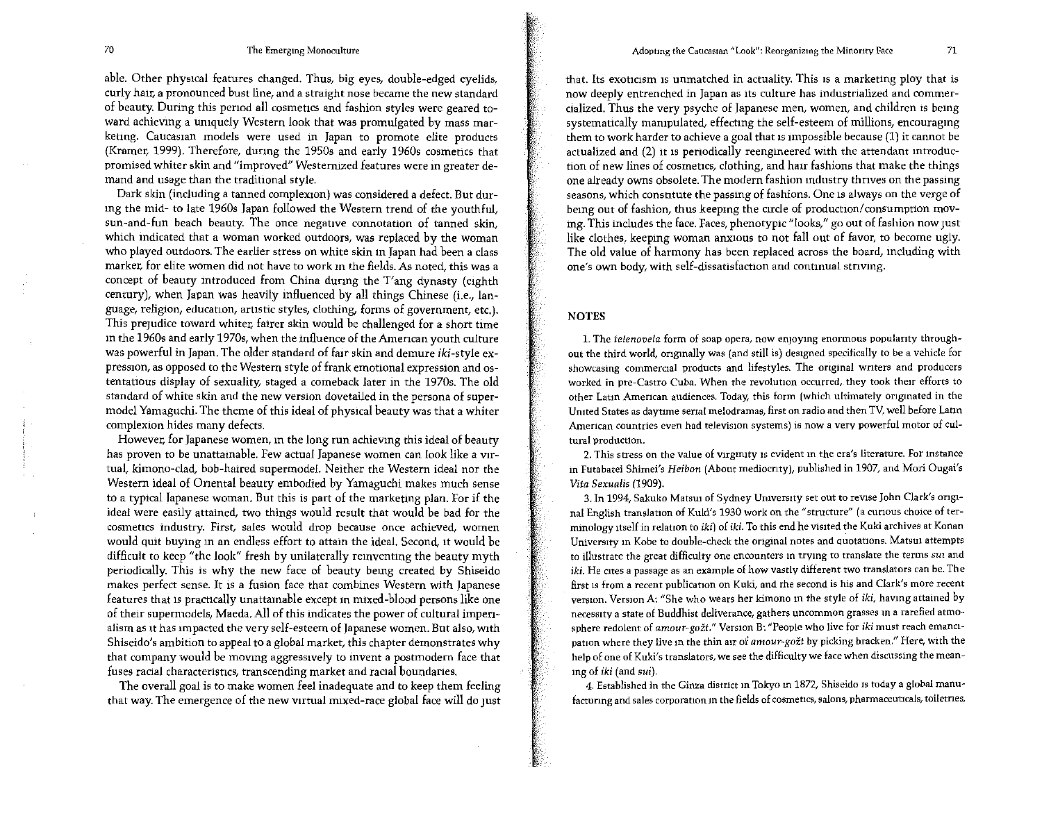able. Other physical features changed. Thus, big eyes, double-edged eyelids, curly hair, a pronounced bust line, and a straight nose became the new standard of beauty. During this period all cosmetics and fashion styles were geared toward achieving a uniquely Western look that was promulgated by mass marketing. Caucasian models were used in Japan to promote elite products (Kramer, 1999). Therefore, during the 1950s and early 1960s cosmetics that promised whiter skin and "improved" Westernized features were in greater demand and usage than the traditional style.

Dark skin (including a tanned complexion) was considered a defect. But during the mid- to late 1960s Japan followed the Western trend of the youthful, sun-and-fun beach beauty. The once negative connotation of tanned skin, which indicated that a woman worked outdoors, was replaced by the woman who played outdoors. The earlier stress on white skin in Japan had been a class marker, for elite women did not have to work in the fields. As noted, this was a concept of beauty introduced from China during the T'ang dynasty (eighth century), when Japan was heavily influenced by all things Chinese (i.e., language, religion, education, artistic styles, clothing, forms of government, etc.). This prejudice toward whiter, fairer skin would be challenged for a short time in the 1960s and early 1970s, when the influence of the American youth culture was powerful in Japan. The older standard of fair skin and demure *iki*-style expression, as opposed to the Western style of frank emotional expression and ostentatious display of sexuality, staged a comeback later in the 1970s. The old standard of white skin and the new version dovetailed in the persona of supermodel Yamaguchi. The theme of this ideal of physical beauty was that a whiter complexion hides many defects.

However, for Japanese women, in the long run achieving this ideal of beauty has proven to be unattainable. Few actual Japanese women can look like a virtual, kimono-clad, bob-haired supermodel. Neither the Western ideal nor the Western ideal of Oriental beauty embodied by Yamaguchi makes much sense to a typical Japanese woman. But this is part of the marketing plan. For if the ideal were easily attained, two things would result that would be bad for the cosmetics industry. First, sales would drop because once achieved, women would quit buying in an endless effort to attain the ideal. Second, it would be difficult to keep "the look" fresh by unilaterally reinventing the beauty myth periodically. This is why the new face of beauty being created by Shiseido makes perfect sense. It is a fusion face that combines Western with Japanese features that is practically unattainable except in mixed-blood persons like one of their supermodels, Maeda. All of this indicates the power of cultural imperialism as it has impacted the very self-esteem of Japanese women. But also, with Shiseido's ambition to appeal to a global market, this chapter demonstrates why that company would be moving aggressively to invent a postmodern face that fuses racial characteristics, transcending market and racial boundaries.

The overall goal is to make women feel inadequate and to keep them feeling that way. The emergence of the new virtual mixed-race global face will do just that. Its exoticism is unmatched in actuality. This is a marketing ploy that is now deeply entrenched in Japan as its culture has industrialized and commercialized. Thus the very psyche of Japanese men, women, and children is being systematically manipulated, effecting the self-esteem of millions, encouraging them to work harder to achieve a goal that is impossible because (1) it cannot be actualized and (2) it is periodically reengineered with the attendant introduction of new lines of cosmetics, clothing, and hair fashions that make the things one already owns obsolete. The modern fashion industry thrives on the passing seasons, which constitute the passing of fashions. One is always on the verge of being out of fashion, thus keeping the circle of production/consumption moving. This includes the face. Faces, phenotypic "looks," go out of fashion now just like clothes, keeping woman anxious to not fall out of favor, to become ugly. The old value of harmony has been replaced across the board, including with one's own body, with self-dissatisfaction and continual striving.

## NOTES

1. The *telenovela* form of soap opera, now enjoying enormous popularity throughout the third world, originally was (and still is) designed specifically to be a vehicle for showcasing commercial products and lifestyles. The original writers and producers worked in pre-Castro Cuba. When the revolution occurred, they took their efforts to other Latin American audiences. Today, this form (which ultimately originated in the United States as daytime serial melodramas, first on radio and then TV, well before Latin American countries even had television systems) is now a very powerful motor of cultural production.

2. This stress on the value of virginity is evident in the era's literature. For instance in Futabatei Shimei's *Heibon* (About mediocrity), published in 1907, and Mori Ougai's *Vita Sexualis* (1909).

3. In 1994, Sakuko Matsui of Sydney University set out to revise John Clark's original English translation of Kuki's 1930 work on the "structure" (a curious choice of terminology itself in relation to *iki*) of *iki*. To this end he visited the Kuki archives at Konan University in Kobe to double-check the original notes and quotations. Matsui attempts to illustrate the great difficulty one encounters in trying to translate the terms *sui* and *iki*. He cites a passage as an example of how vastly different two translators can be. The first is from a recent publication on Kuki, and the second is his and Clark's more recent version. Version A: "She who wears her kimono in the style of *iki*, having attained by necessity a state of Buddhist deliverance, gathers uncommon grasses in a rarefied atmosphere redolent of *amour-goût*." Version B: "People who live for *iki* must reach emancipation where they live in the thin air of *amour-goût* by picking bracken." Here, with the help of one of Kuki's translators, we see the difficulty we face when discussing the meaning of *iki* (and *sui*).

4. Established in the Ginza district in Tokyo in 1872, Shiseido is today a global manufacturing and sales corporation in the fields of cosmetics, salons, pharmaceuticals, toiletries,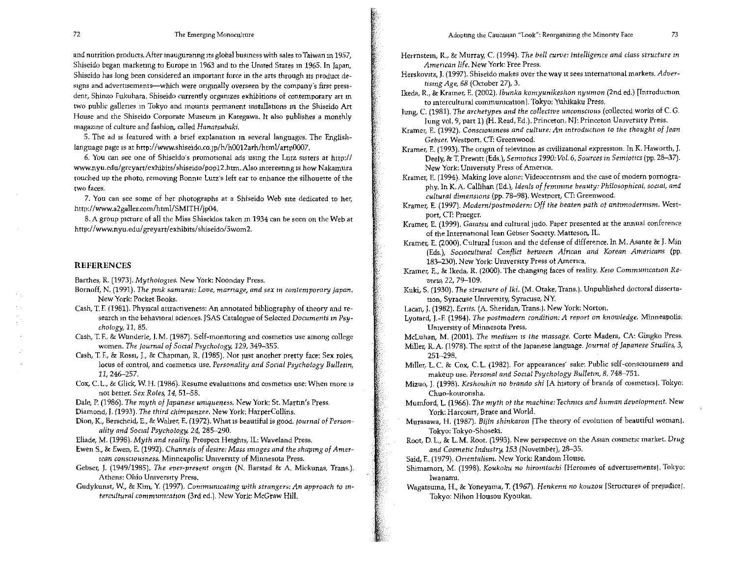and nutrition products. After inaugurating its global business with sales to Taiwan in 1957, Shiseido began marketing to Europe in 1963 and to the United States in 1965. In Japan, Shiseido has long been considered an important force in the arts through its product designs and advertisements—which were originally overseen by the company's first president, Shinzo Fukuhara. Shiseido currently organizes exhibitions of contemporary art in two public galleries in Tokyo and mounts permanent installations in the Shiseido Art House and the Shiseido Corporate Museum in Kategawa. It also publishes a monthly magazine of culture and fashion, called *Hanatsubaki*.

5. The ad is featured with a brief explanation in several languages. The English-language page is at http://www.shiseido.co.jp/h/h0012arh/html/artp0007.

6. You can see one of Shiseido's promotional ads using the Lutz sisters at http://www.nyu.edu/greyart/exhibits/shiseido/pop12.htm. Also interesting is how Nakamura touched up the photo, removing Bonnie Lutz's left ear to enhance the silhouette of the two faces.

7. You can see some of her photographs at a Shiseido Web site dedicated to her, http://www.a2galler.com/html/SMITH/jp04.

8. A group picture of all the Miss Shiseidos taken in 1934 can be seen on the Web at http://www.nyu.edu/greyart/exhibits/shiseido/5wom2.

## REFERENCES

Barthes, R. (1973). *Mythologies*. New York: Noonday Press.

Bornoff, N. (1991). *The pink samurai: Love, marriage, and sex in contemporary Japan*. New York: Pocket Books.

Cash, T. F. (1981). Physical attractiveness: An annotated bibliography of theory and research in the behavioral sciences. JSAS Catalogue of Selected *Documents in Psychology, 11*, 85.

Cash, T. F., & Wunderle, J. M. (1987). Self-monitoring and cosmetics use among college women. *The Journal of Social Psychology, 129*, 349–355.

Cash, T. F., & Rossi, J., & Chapman, R. (1985). Not just another pretty face: Sex roles, locus of control, and cosmetics use. *Personality and Social Psychology Bulletin, 11*, 246–257.

Cox, C. L., & Glick, W. H. (1986). Resume evaluations and cosmetics use: When more is not better. *Sex Roles, 14*, 51–58.

Dale, P. (1986). *The myth of Japanese uniqueness*. New York: St. Martin's Press.

Diamond, J. (1993). *The third chimpanzee*. New York: HarperCollins.

Dion, K., Berscheid, E., & Walster, E. (1972). What is beautiful is good. *Journal of Personality and Social Psychology, 24*, 285–290.

Eliade, M. (1998). *Myth and reality*. Prospect Heights, IL: Waveland Press.

Ewen S., & Ewen, E. (1992). *Channels of desire: Mass images and the shaping of American consciousness*. Minneapolis: University of Minnesota Press.

Gebser, J. (1949/1985). *The ever-present origin* (N. Barstad & A. Mickunas, Trans.). Athens: Ohio University Press.

Gudykunst, W., & Kim, Y. (1997). *Communicating with strangers: An approach to intercultural communication* (3rd ed.). New York: McGraw Hill.

Herrnstein, R., & Murray, C. (1994). *The bell curve: Intelligence and class structure in American life*. New York: Free Press.

Herskovitz, J. (1997). Shiseido makes over the way it sees international markets. *Advertising Age, 68* (October 27), 3.

Ikeda, R., & Kramer, E. (2002). *Ibunka komyunikeshon nyumon* (2nd ed.) [Introduction to intercultural communication]. Tokyo: Yuhikaku Press.

Jung, C. (1981). *The archetypes and the collective unconscious* (collected works of C. G. Jung vol. 9, part 1) (H. Read, Ed.). Princeton, NJ: Princeton University Press.

Kramer, E. (1992). *Consciousness and culture: An introduction to the thought of Jean Gebser*. Westport, CT: Greenwood.

Kramer, E. (1993). The origin of television as civilizational expression. In K. Haworth, J. Deely, & T. Prewitt (Eds.), *Semiotics 1990: Vol. 6, Sources in Semiotics* (pp. 28–37). New York: University Press of America.

Kramer, E. (1994). Making love alone: Videocentrism and the case of modern pornography. In K. A. Callihan (Ed.), *Ideals of feminine beauty: Philosophical, social, and cultural dimensions* (pp. 78–98). Westport, CT: Greenwood.

Kramer, E. (1997). *Modern/postmodern: Off the beaten path of antimodernism*. Westport, CT: Praeger.

Kramer, E. (1999). *Gaiatsu* and cultural judo. Paper presented at the annual conference of the International Jean Gebser Society. Matteson, IL.

Kramer, E. (2000). Cultural fusion and the defense of difference. In M. Asante & J. Min (Eds.), *Sociocultural Conflict between African and Korean Americans* (pp. 183–230). New York: University Press of America.

Kramer, E., & Ikeda, R. (2000). The changing faces of reality. *Keio Communication Review, 22*, 79–109.

Kuki, S. (1930). *The structure of Iki*. (M. Otake, Trans.). Unpublished doctoral dissertation, Syracuse University, Syracuse, NY.

Lacan, J. (1982). *Ecrits*. (A. Sheridan, Trans.). New York: Norton.

Lyotard, J.-F. (1984). *The postmodern condition: A report on knowledge*. Minneapolis: University of Minnesota Press.

McLuhan, M. (2001). *The medium is the massage*. Corte Madera, CA: Gingko Press.

Miller, R. A. (1978). The spirit of the Japanese language. *Journal of Japanese Studies, 3*, 251–298.

Miller, L. C. & Cox, C. L. (1982). For appearances' sake: Public self-consciousness and makeup use. *Personal and Social Psychology Bulletin, 8*. 748–751.

Mizuo, J. (1998). *Keshouhin no brando shi* [A history of brands of cosmetics]. Tokyo: Chuo-kouronsha.

Mumford, L. (1966). *The myth of the machine: Technics and human development*. New York: Harcourt, Brace and World.

Murasawa, H. (1987). *Bijin shinkaron* [The theory of evolution of beautiful woman]. Tokyo: Tokyo-Shoseki.

Root, D. L., & L. M. Root. (1993). New perspective on the Asian cosmetic market. *Drug and Cosmetic Industry, 153* (November), 28–35.

Said, E. (1979). *Orientalism*. New York: Random House.

Shimamori, M. (1998). *Koukoku no hirointachi* [Heroines of advertisements]. Tokyo: Iwanami.

Wagatsuma, H., & Yoneyama, T. (1967). *Henkenn no kouzou* [Structures of prejudice]. Tokyo: Nihon Housou Kyoukai.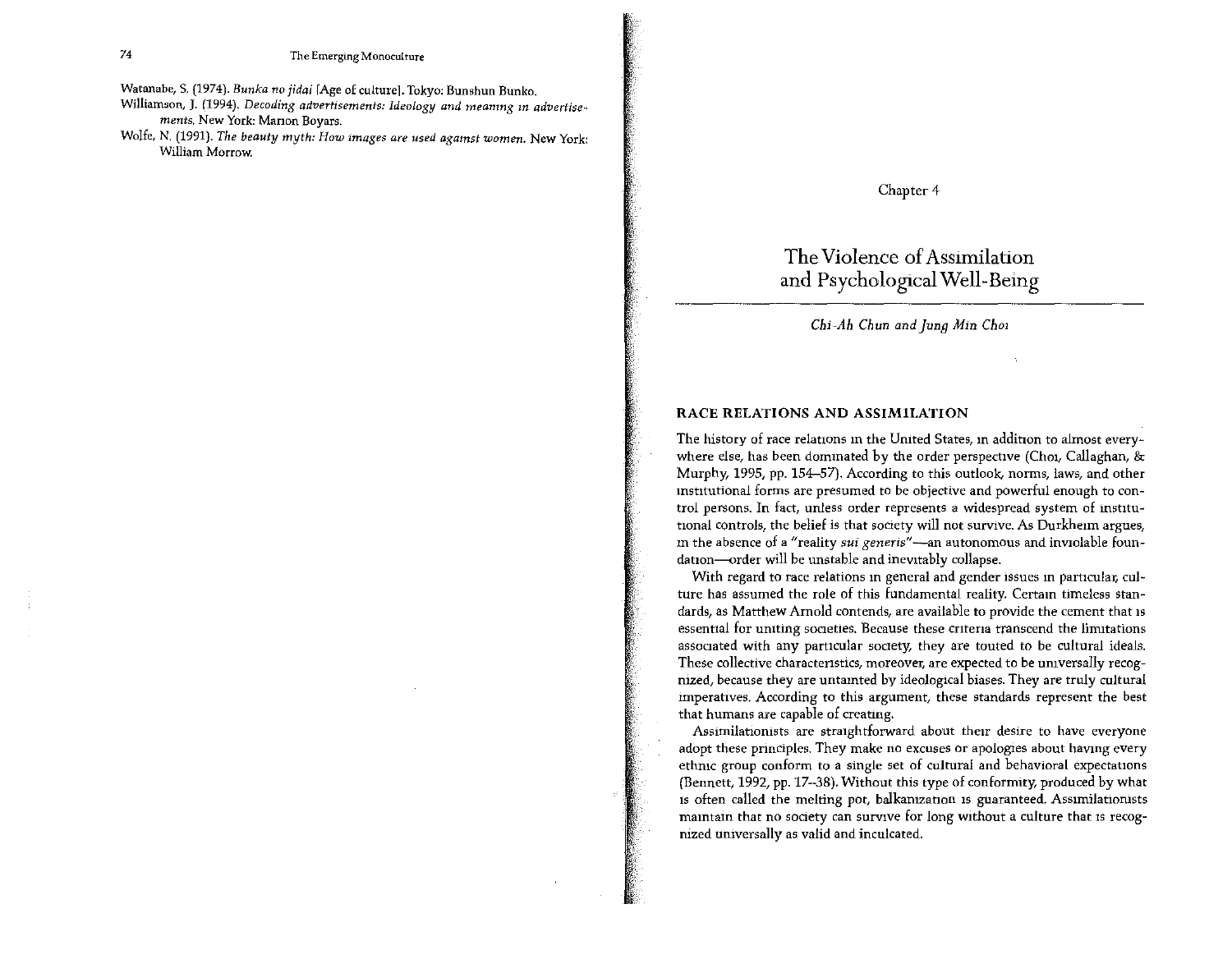Watanabe, S. (1974). *Bunka no jidai* [Age of culture]. Tokyo: Bunshun Bunko.

Williamson, J. (1994). *Decoding advertisements: Ideology and meaning in advertisements*. New York: Marion Boyars.

Wolfe, N. (1991). *The beauty myth: How images are used against women*. New York: William Morrow.

Chapter 4

# The Violence of Assimilation and Psychological Well-Being

*Chi-Ah Chun and Jung Min Choi*

## RACE RELATIONS AND ASSIMILATION

The history of race relations in the United States, in addition to almost everywhere else, has been dominated by the order perspective (Choi, Callaghan, & Murphy, 1995, pp. 154–57). According to this outlook, norms, laws, and other institutional forms are presumed to be objective and powerful enough to control persons. In fact, unless order represents a widespread system of institutional controls, the belief is that society will not survive. As Durkheim argues, in the absence of a "reality *sui generis*"—an autonomous and inviolable foundation—order will be unstable and inevitably collapse.

With regard to race relations in general and gender issues in particular, culture has assumed the role of this fundamental reality. Certain timeless standards, as Matthew Arnold contends, are available to provide the cement that is essential for uniting societies. Because these criteria transcend the limitations associated with any particular society, they are touted to be cultural ideals. These collective characteristics, moreover, are expected to be universally recognized, because they are untainted by ideological biases. They are truly cultural imperatives. According to this argument, these standards represent the best that humans are capable of creating.

Assimilationists are straightforward about their desire to have everyone adopt these principles. They make no excuses or apologies about having every ethnic group conform to a single set of cultural and behavioral expectations (Bennett, 1992, pp. 17–38). Without this type of conformity, produced by what is often called the melting pot, balkanization is guaranteed. Assimilationists maintain that no society can survive for long without a culture that is recognized universally as valid and inculcated.